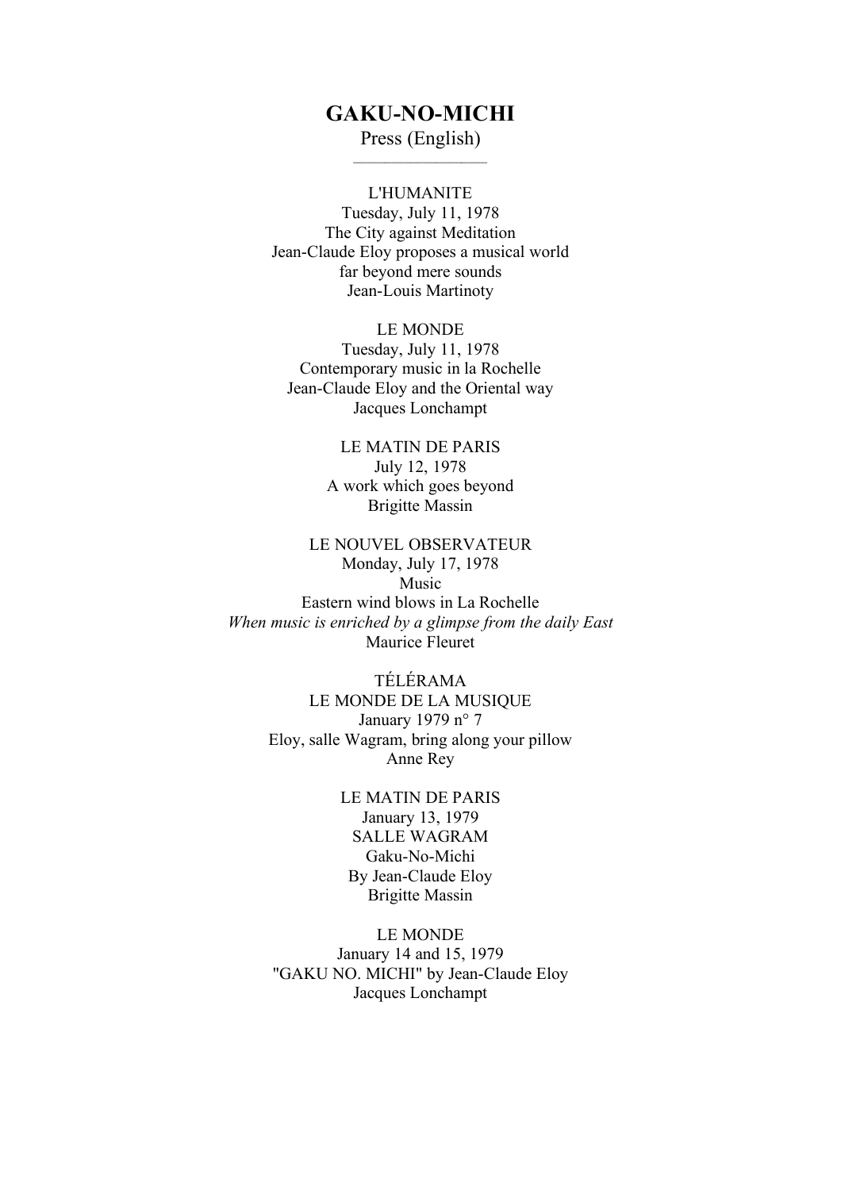# GAKU-NO-MICHI

Press (English)

---

L'HUMANITE
Tuesday, July 11, 1978
The City against Meditation
Jean-Claude Eloy proposes a musical world
far beyond mere sounds
Jean-Louis Martinoty

LE MONDE
Tuesday, July 11, 1978
Contemporary music in la Rochelle
Jean-Claude Eloy and the Oriental way
Jacques Lonchampt

LE MATIN DE PARIS
July 12, 1978
A work which goes beyond
Brigitte Massin

LE NOUVEL OBSERVATEUR
Monday, July 17, 1978
Music
Eastern wind blows in La Rochelle
*When music is enriched by a glimpse from the daily East*
Maurice Fleuret

TÉLÉRAMA
LE MONDE DE LA MUSIQUE
January 1979 n° 7
Eloy, salle Wagram, bring along your pillow
Anne Rey

LE MATIN DE PARIS
January 13, 1979
SALLE WAGRAM
Gaku-No-Michi
By Jean-Claude Eloy
Brigitte Massin

LE MONDE
January 14 and 15, 1979
"GAKU NO. MICHI" by Jean-Claude Eloy
Jacques Lonchampt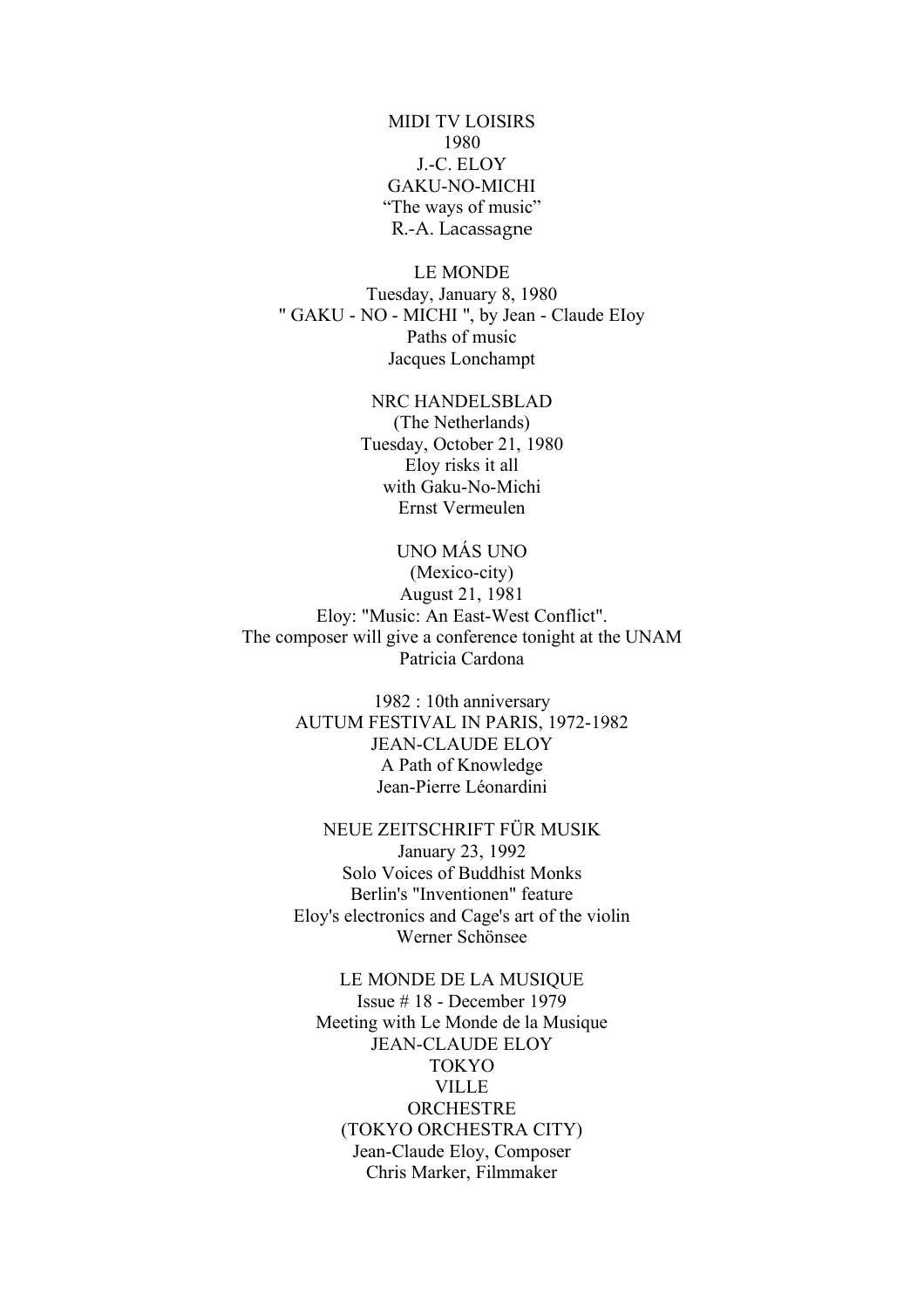MIDI TV LOISIRS
1980
J.-C. ELOY
GAKU-NO-MICHI
“The ways of music”
R.-A. Lacassagne

LE MONDE
Tuesday, January 8, 1980
" GAKU - NO - MICHI ", by Jean - Claude EIoy
Paths of music
Jacques Lonchampt

NRC HANDELSBLAD
(The Netherlands)
Tuesday, October 21, 1980
Eloy risks it all
with Gaku-No-Michi
Ernst Vermeulen

UNO MÁS UNO
(Mexico-city)
August 21, 1981
Eloy: "Music: An East-West Conflict".
The composer will give a conference tonight at the UNAM
Patricia Cardona

1982 : 10th anniversary
AUTUM FESTIVAL IN PARIS, 1972-1982
JEAN-CLAUDE ELOY
A Path of Knowledge
Jean-Pierre Léonardini

NEUE ZEITSCHRIFT FÜR MUSIK
January 23, 1992
Solo Voices of Buddhist Monks
Berlin's "Inventionen" feature
Eloy's electronics and Cage's art of the violin
Werner Schönsee

LE MONDE DE LA MUSIQUE
Issue # 18 - December 1979
Meeting with Le Monde de la Musique
JEAN-CLAUDE ELOY
TOKYO
VILLE
ORCHESTRE
(TOKYO ORCHESTRA CITY)
Jean-Claude Eloy, Composer
Chris Marker, Filmmaker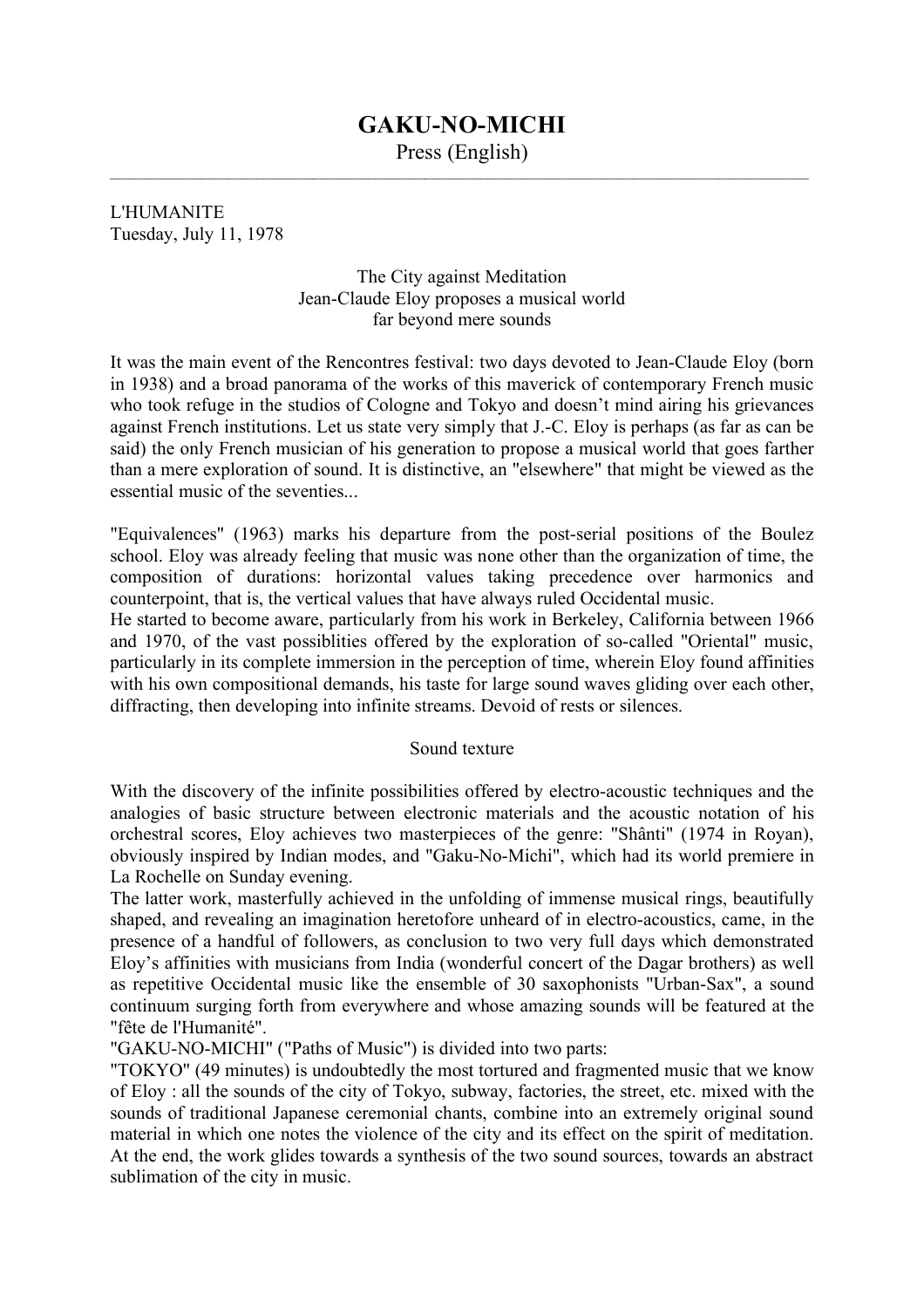# GAKU-NO-MICHI

Press (English)

L'HUMANITE
Tuesday, July 11, 1978

The City against Meditation
Jean-Claude Eloy proposes a musical world
far beyond mere sounds

It was the main event of the Rencontres festival: two days devoted to Jean-Claude Eloy (born in 1938) and a broad panorama of the works of this maverick of contemporary French music who took refuge in the studios of Cologne and Tokyo and doesn't mind airing his grievances against French institutions. Let us state very simply that J.-C. Eloy is perhaps (as far as can be said) the only French musician of his generation to propose a musical world that goes farther than a mere exploration of sound. It is distinctive, an "elsewhere" that might be viewed as the essential music of the seventies...

"Equivalences" (1963) marks his departure from the post-serial positions of the Boulez school. Eloy was already feeling that music was none other than the organization of time, the composition of durations: horizontal values taking precedence over harmonics and counterpoint, that is, the vertical values that have always ruled Occidental music.
He started to become aware, particularly from his work in Berkeley, California between 1966 and 1970, of the vast possiblities offered by the exploration of so-called "Oriental" music, particularly in its complete immersion in the perception of time, wherein Eloy found affinities with his own compositional demands, his taste for large sound waves gliding over each other, diffracting, then developing into infinite streams. Devoid of rests or silences.

Sound texture

With the discovery of the infinite possibilities offered by electro-acoustic techniques and the analogies of basic structure between electronic materials and the acoustic notation of his orchestral scores, Eloy achieves two masterpieces of the genre: "Shânti" (1974 in Royan), obviously inspired by Indian modes, and "Gaku-No-Michi", which had its world premiere in La Rochelle on Sunday evening.
The latter work, masterfully achieved in the unfolding of immense musical rings, beautifully shaped, and revealing an imagination heretofore unheard of in electro-acoustics, came, in the presence of a handful of followers, as conclusion to two very full days which demonstrated Eloy's affinities with musicians from India (wonderful concert of the Dagar brothers) as well as repetitive Occidental music like the ensemble of 30 saxophonists "Urban-Sax", a sound continuum surging forth from everywhere and whose amazing sounds will be featured at the "fête de l'Humanité".
"GAKU-NO-MICHI" ("Paths of Music") is divided into two parts:
"TOKYO" (49 minutes) is undoubtedly the most tortured and fragmented music that we know of Eloy : all the sounds of the city of Tokyo, subway, factories, the street, etc. mixed with the sounds of traditional Japanese ceremonial chants, combine into an extremely original sound material in which one notes the violence of the city and its effect on the spirit of meditation. At the end, the work glides towards a synthesis of the two sound sources, towards an abstract sublimation of the city in music.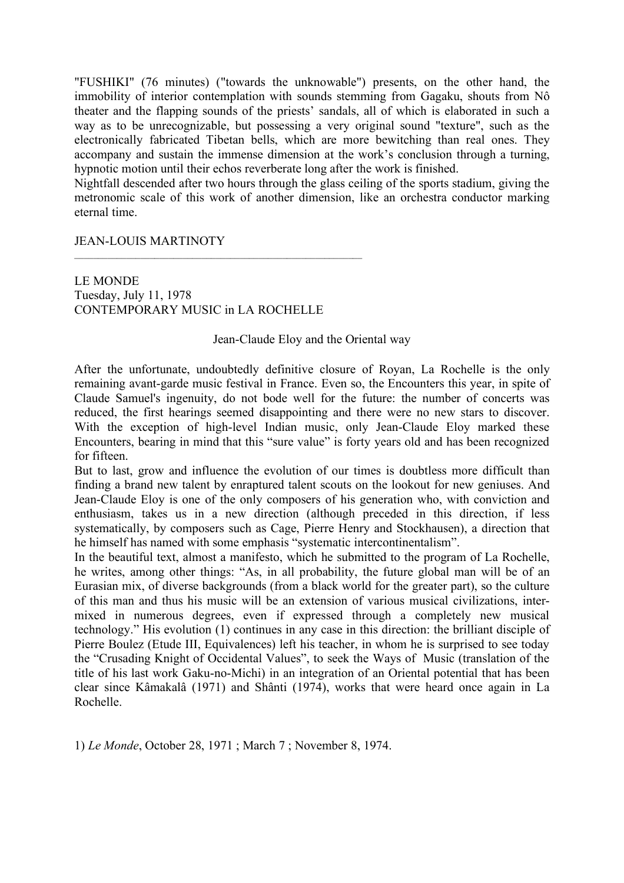"FUSHIKI" (76 minutes) ("towards the unknowable") presents, on the other hand, the immobility of interior contemplation with sounds stemming from Gagaku, shouts from Nô theater and the flapping sounds of the priests' sandals, all of which is elaborated in such a way as to be unrecognizable, but possessing a very original sound "texture", such as the electronically fabricated Tibetan bells, which are more bewitching than real ones. They accompany and sustain the immense dimension at the work's conclusion through a turning, hypnotic motion until their echos reverberate long after the work is finished.
Nightfall descended after two hours through the glass ceiling of the sports stadium, giving the metronomic scale of this work of another dimension, like an orchestra conductor marking eternal time.

JEAN-LOUIS MARTINOTY

---

LE MONDE
Tuesday, July 11, 1978
CONTEMPORARY MUSIC in LA ROCHELLE

Jean-Claude Eloy and the Oriental way

After the unfortunate, undoubtedly definitive closure of Royan, La Rochelle is the only remaining avant-garde music festival in France. Even so, the Encounters this year, in spite of Claude Samuel's ingenuity, do not bode well for the future: the number of concerts was reduced, the first hearings seemed disappointing and there were no new stars to discover. With the exception of high-level Indian music, only Jean-Claude Eloy marked these Encounters, bearing in mind that this "sure value" is forty years old and has been recognized for fifteen.
But to last, grow and influence the evolution of our times is doubtless more difficult than finding a brand new talent by enraptured talent scouts on the lookout for new geniuses. And Jean-Claude Eloy is one of the only composers of his generation who, with conviction and enthusiasm, takes us in a new direction (although preceded in this direction, if less systematically, by composers such as Cage, Pierre Henry and Stockhausen), a direction that he himself has named with some emphasis "systematic intercontinentalism".
In the beautiful text, almost a manifesto, which he submitted to the program of La Rochelle, he writes, among other things: "As, in all probability, the future global man will be of an Eurasian mix, of diverse backgrounds (from a black world for the greater part), so the culture of this man and thus his music will be an extension of various musical civilizations, inter-mixed in numerous degrees, even if expressed through a completely new musical technology." His evolution (1) continues in any case in this direction: the brilliant disciple of Pierre Boulez (Etude III, Equivalences) left his teacher, in whom he is surprised to see today the "Crusading Knight of Occidental Values", to seek the Ways of Music (translation of the title of his last work Gaku-no-Michi) in an integration of an Oriental potential that has been clear since Kâmakalâ (1971) and Shânti (1974), works that were heard once again in La Rochelle.

1) *Le Monde*, October 28, 1971 ; March 7 ; November 8, 1974.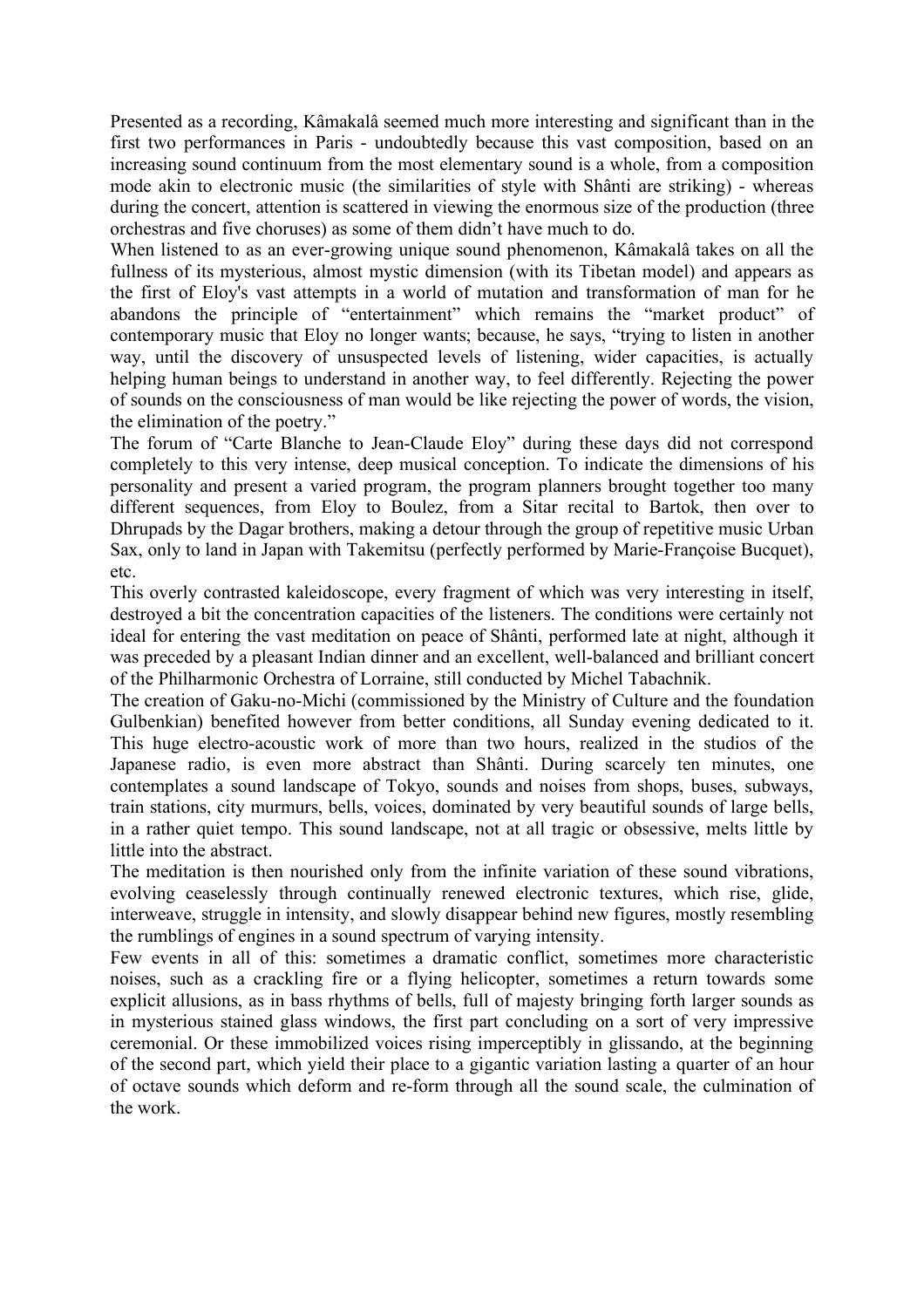Presented as a recording, Kâmakalâ seemed much more interesting and significant than in the first two performances in Paris - undoubtedly because this vast composition, based on an increasing sound continuum from the most elementary sound is a whole, from a composition mode akin to electronic music (the similarities of style with Shânti are striking) - whereas during the concert, attention is scattered in viewing the enormous size of the production (three orchestras and five choruses) as some of them didn't have much to do.

When listened to as an ever-growing unique sound phenomenon, Kâmakalâ takes on all the fullness of its mysterious, almost mystic dimension (with its Tibetan model) and appears as the first of Eloy's vast attempts in a world of mutation and transformation of man for he abandons the principle of "entertainment" which remains the "market product" of contemporary music that Eloy no longer wants; because, he says, "trying to listen in another way, until the discovery of unsuspected levels of listening, wider capacities, is actually helping human beings to understand in another way, to feel differently. Rejecting the power of sounds on the consciousness of man would be like rejecting the power of words, the vision, the elimination of the poetry."

The forum of "Carte Blanche to Jean-Claude Eloy" during these days did not correspond completely to this very intense, deep musical conception. To indicate the dimensions of his personality and present a varied program, the program planners brought together too many different sequences, from Eloy to Boulez, from a Sitar recital to Bartok, then over to Dhrupads by the Dagar brothers, making a detour through the group of repetitive music Urban Sax, only to land in Japan with Takemitsu (perfectly performed by Marie-Françoise Bucquet), etc.

This overly contrasted kaleidoscope, every fragment of which was very interesting in itself, destroyed a bit the concentration capacities of the listeners. The conditions were certainly not ideal for entering the vast meditation on peace of Shânti, performed late at night, although it was preceded by a pleasant Indian dinner and an excellent, well-balanced and brilliant concert of the Philharmonic Orchestra of Lorraine, still conducted by Michel Tabachnik.

The creation of Gaku-no-Michi (commissioned by the Ministry of Culture and the foundation Gulbenkian) benefited however from better conditions, all Sunday evening dedicated to it. This huge electro-acoustic work of more than two hours, realized in the studios of the Japanese radio, is even more abstract than Shânti. During scarcely ten minutes, one contemplates a sound landscape of Tokyo, sounds and noises from shops, buses, subways, train stations, city murmurs, bells, voices, dominated by very beautiful sounds of large bells, in a rather quiet tempo. This sound landscape, not at all tragic or obsessive, melts little by little into the abstract.

The meditation is then nourished only from the infinite variation of these sound vibrations, evolving ceaselessly through continually renewed electronic textures, which rise, glide, interweave, struggle in intensity, and slowly disappear behind new figures, mostly resembling the rumblings of engines in a sound spectrum of varying intensity.

Few events in all of this: sometimes a dramatic conflict, sometimes more characteristic noises, such as a crackling fire or a flying helicopter, sometimes a return towards some explicit allusions, as in bass rhythms of bells, full of majesty bringing forth larger sounds as in mysterious stained glass windows, the first part concluding on a sort of very impressive ceremonial. Or these immobilized voices rising imperceptibly in glissando, at the beginning of the second part, which yield their place to a gigantic variation lasting a quarter of an hour of octave sounds which deform and re-form through all the sound scale, the culmination of the work.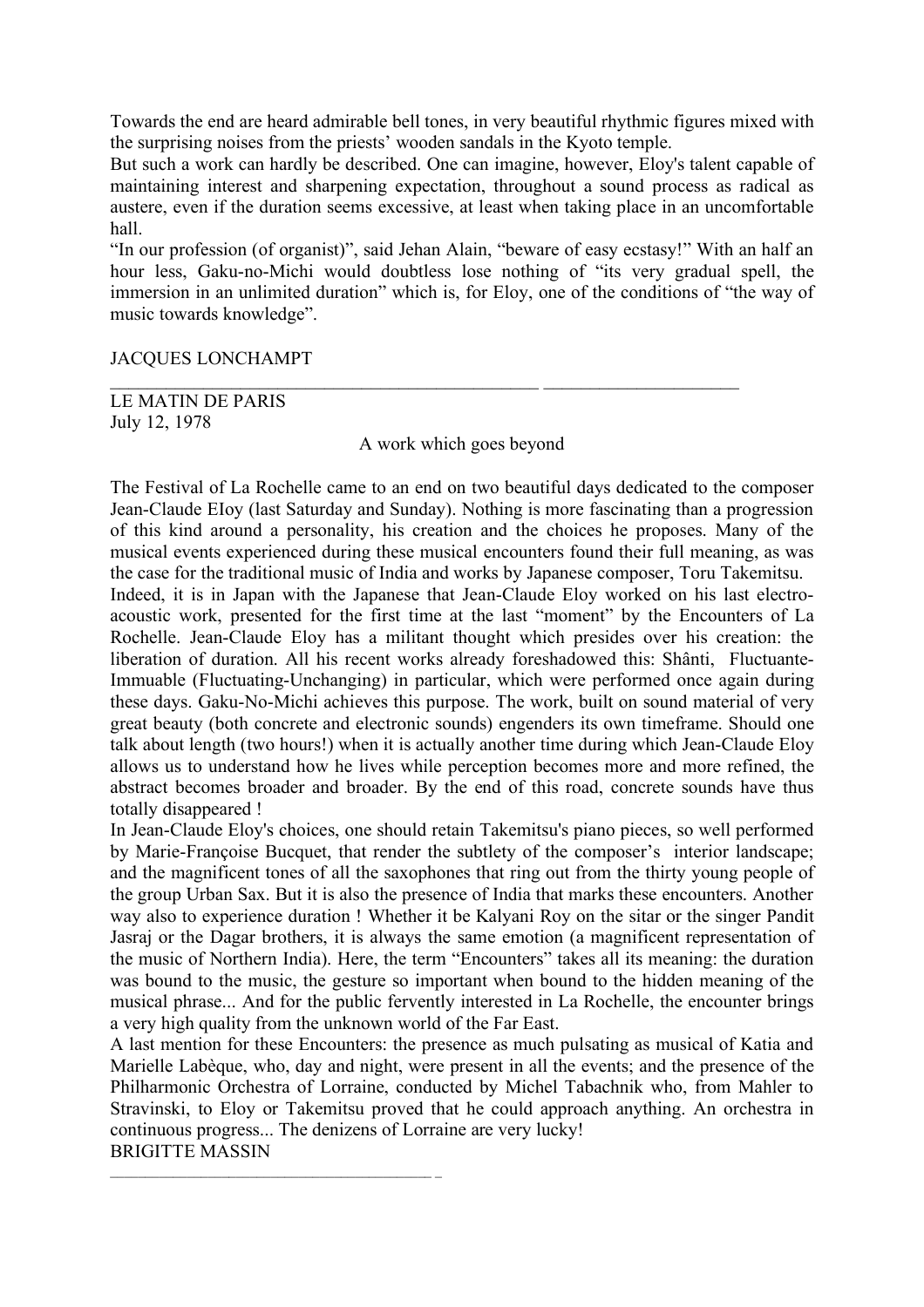Towards the end are heard admirable bell tones, in very beautiful rhythmic figures mixed with the surprising noises from the priests' wooden sandals in the Kyoto temple.

But such a work can hardly be described. One can imagine, however, Eloy's talent capable of maintaining interest and sharpening expectation, throughout a sound process as radical as austere, even if the duration seems excessive, at least when taking place in an uncomfortable hall.

"In our profession (of organist)", said Jehan Alain, "beware of easy ecstasy!" With an half an hour less, Gaku-no-Michi would doubtless lose nothing of "its very gradual spell, the immersion in an unlimited duration" which is, for Eloy, one of the conditions of "the way of music towards knowledge".

JACQUES LONCHAMPT

---

LE MATIN DE PARIS
July 12, 1978

A work which goes beyond

The Festival of La Rochelle came to an end on two beautiful days dedicated to the composer Jean-Claude EIoy (last Saturday and Sunday). Nothing is more fascinating than a progression of this kind around a personality, his creation and the choices he proposes. Many of the musical events experienced during these musical encounters found their full meaning, as was the case for the traditional music of India and works by Japanese composer, Toru Takemitsu.

Indeed, it is in Japan with the Japanese that Jean-Claude Eloy worked on his last electro-acoustic work, presented for the first time at the last "moment" by the Encounters of La Rochelle. Jean-Claude Eloy has a militant thought which presides over his creation: the liberation of duration. All his recent works already foreshadowed this: Shânti, Fluctuante-Immuable (Fluctuating-Unchanging) in particular, which were performed once again during these days. Gaku-No-Michi achieves this purpose. The work, built on sound material of very great beauty (both concrete and electronic sounds) engenders its own timeframe. Should one talk about length (two hours!) when it is actually another time during which Jean-Claude Eloy allows us to understand how he lives while perception becomes more and more refined, the abstract becomes broader and broader. By the end of this road, concrete sounds have thus totally disappeared !

In Jean-Claude Eloy's choices, one should retain Takemitsu's piano pieces, so well performed by Marie-Françoise Bucquet, that render the subtlety of the composer's interior landscape; and the magnificent tones of all the saxophones that ring out from the thirty young people of the group Urban Sax. But it is also the presence of India that marks these encounters. Another way also to experience duration ! Whether it be Kalyani Roy on the sitar or the singer Pandit Jasraj or the Dagar brothers, it is always the same emotion (a magnificent representation of the music of Northern India). Here, the term "Encounters" takes all its meaning: the duration was bound to the music, the gesture so important when bound to the hidden meaning of the musical phrase... And for the public fervently interested in La Rochelle, the encounter brings a very high quality from the unknown world of the Far East.

A last mention for these Encounters: the presence as much pulsating as musical of Katia and Marielle Labèque, who, day and night, were present in all the events; and the presence of the Philharmonic Orchestra of Lorraine, conducted by Michel Tabachnik who, from Mahler to Stravinski, to Eloy or Takemitsu proved that he could approach anything. An orchestra in continuous progress... The denizens of Lorraine are very lucky!

BRIGITTE MASSIN

---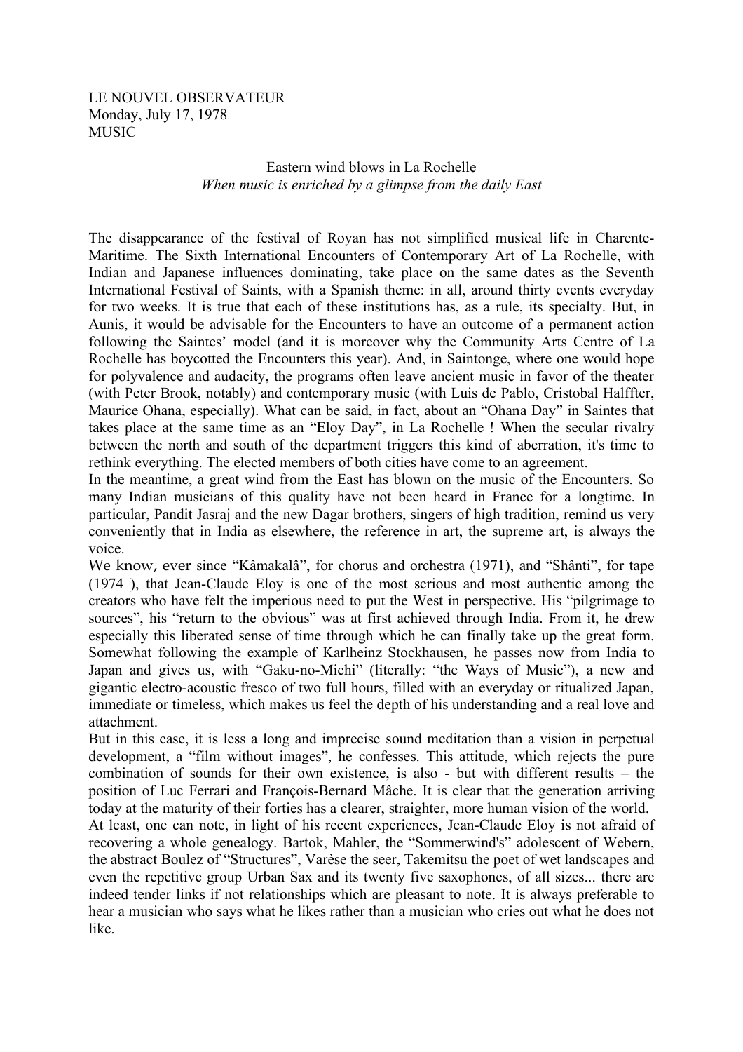LE NOUVEL OBSERVATEUR
Monday, July 17, 1978
MUSIC

## Eastern wind blows in La Rochelle

*When music is enriched by a glimpse from the daily East*

The disappearance of the festival of Royan has not simplified musical life in Charente-Maritime. The Sixth International Encounters of Contemporary Art of La Rochelle, with Indian and Japanese influences dominating, take place on the same dates as the Seventh International Festival of Saints, with a Spanish theme: in all, around thirty events everyday for two weeks. It is true that each of these institutions has, as a rule, its specialty. But, in Aunis, it would be advisable for the Encounters to have an outcome of a permanent action following the Saintes' model (and it is moreover why the Community Arts Centre of La Rochelle has boycotted the Encounters this year). And, in Saintonge, where one would hope for polyvalence and audacity, the programs often leave ancient music in favor of the theater (with Peter Brook, notably) and contemporary music (with Luis de Pablo, Cristobal Halffter, Maurice Ohana, especially). What can be said, in fact, about an "Ohana Day" in Saintes that takes place at the same time as an "Eloy Day", in La Rochelle ! When the secular rivalry between the north and south of the department triggers this kind of aberration, it's time to rethink everything. The elected members of both cities have come to an agreement.

In the meantime, a great wind from the East has blown on the music of the Encounters. So many Indian musicians of this quality have not been heard in France for a longtime. In particular, Pandit Jasraj and the new Dagar brothers, singers of high tradition, remind us very conveniently that in India as elsewhere, the reference in art, the supreme art, is always the voice.

We know, ever since "Kâmakalâ", for chorus and orchestra (1971), and "Shânti", for tape (1974 ), that Jean-Claude Eloy is one of the most serious and most authentic among the creators who have felt the imperious need to put the West in perspective. His "pilgrimage to sources", his "return to the obvious" was at first achieved through India. From it, he drew especially this liberated sense of time through which he can finally take up the great form. Somewhat following the example of Karlheinz Stockhausen, he passes now from India to Japan and gives us, with "Gaku-no-Michi" (literally: "the Ways of Music"), a new and gigantic electro-acoustic fresco of two full hours, filled with an everyday or ritualized Japan, immediate or timeless, which makes us feel the depth of his understanding and a real love and attachment.

But in this case, it is less a long and imprecise sound meditation than a vision in perpetual development, a "film without images", he confesses. This attitude, which rejects the pure combination of sounds for their own existence, is also - but with different results – the position of Luc Ferrari and François-Bernard Mâche. It is clear that the generation arriving today at the maturity of their forties has a clearer, straighter, more human vision of the world.

At least, one can note, in light of his recent experiences, Jean-Claude Eloy is not afraid of recovering a whole genealogy. Bartok, Mahler, the "Sommerwind's" adolescent of Webern, the abstract Boulez of "Structures", Varèse the seer, Takemitsu the poet of wet landscapes and even the repetitive group Urban Sax and its twenty five saxophones, of all sizes... there are indeed tender links if not relationships which are pleasant to note. It is always preferable to hear a musician who says what he likes rather than a musician who cries out what he does not like.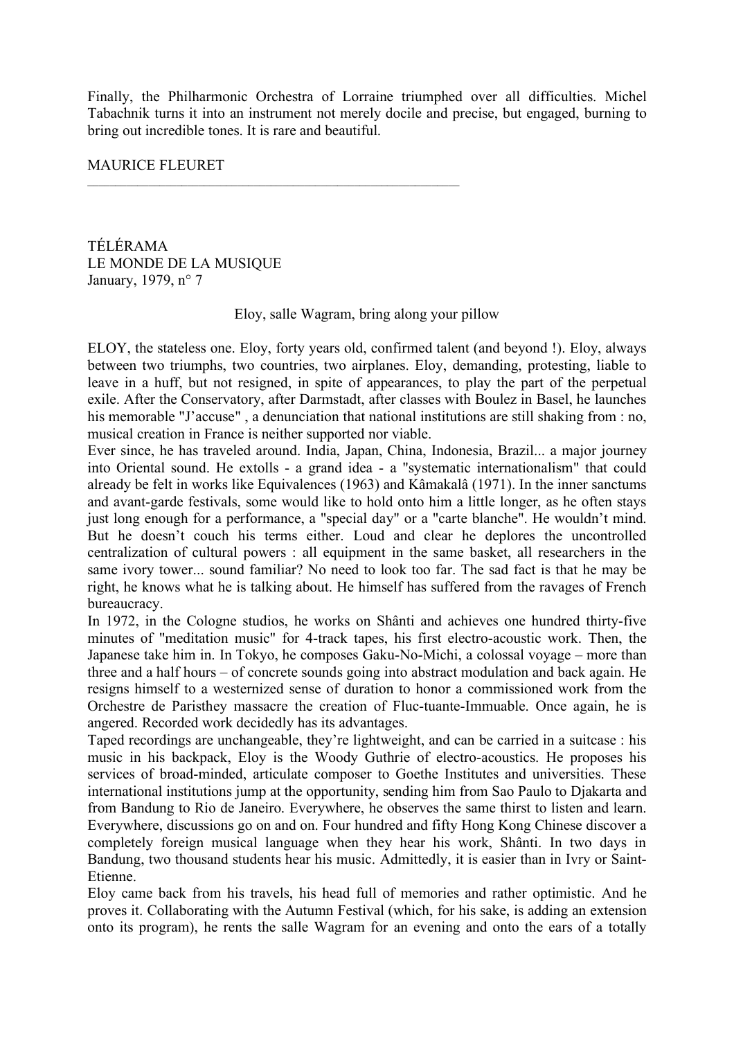Finally, the Philharmonic Orchestra of Lorraine triumphed over all difficulties. Michel Tabachnik turns it into an instrument not merely docile and precise, but engaged, burning to bring out incredible tones. It is rare and beautiful.

MAURICE FLEURET

---

TÉLÉRAMA
LE MONDE DE LA MUSIQUE
January, 1979, n° 7

Eloy, salle Wagram, bring along your pillow

ELOY, the stateless one. Eloy, forty years old, confirmed talent (and beyond !). Eloy, always between two triumphs, two countries, two airplanes. Eloy, demanding, protesting, liable to leave in a huff, but not resigned, in spite of appearances, to play the part of the perpetual exile. After the Conservatory, after Darmstadt, after classes with Boulez in Basel, he launches his memorable "J'accuse" , a denunciation that national institutions are still shaking from : no, musical creation in France is neither supported nor viable.

Ever since, he has traveled around. India, Japan, China, Indonesia, Brazil... a major journey into Oriental sound. He extolls - a grand idea - a "systematic internationalism" that could already be felt in works like Equivalences (1963) and Kâmakalâ (1971). In the inner sanctums and avant-garde festivals, some would like to hold onto him a little longer, as he often stays just long enough for a performance, a "special day" or a "carte blanche". He wouldn't mind. But he doesn't couch his terms either. Loud and clear he deplores the uncontrolled centralization of cultural powers : all equipment in the same basket, all researchers in the same ivory tower... sound familiar? No need to look too far. The sad fact is that he may be right, he knows what he is talking about. He himself has suffered from the ravages of French bureaucracy.

In 1972, in the Cologne studios, he works on Shânti and achieves one hundred thirty-five minutes of "meditation music" for 4-track tapes, his first electro-acoustic work. Then, the Japanese take him in. In Tokyo, he composes Gaku-No-Michi, a colossal voyage – more than three and a half hours – of concrete sounds going into abstract modulation and back again. He resigns himself to a westernized sense of duration to honor a commissioned work from the Orchestre de Paristhey massacre the creation of Fluc-tuante-Immuable. Once again, he is angered. Recorded work decidedly has its advantages.

Taped recordings are unchangeable, they're lightweight, and can be carried in a suitcase : his music in his backpack, Eloy is the Woody Guthrie of electro-acoustics. He proposes his services of broad-minded, articulate composer to Goethe Institutes and universities. These international institutions jump at the opportunity, sending him from Sao Paulo to Djakarta and from Bandung to Rio de Janeiro. Everywhere, he observes the same thirst to listen and learn. Everywhere, discussions go on and on. Four hundred and fifty Hong Kong Chinese discover a completely foreign musical language when they hear his work, Shânti. In two days in Bandung, two thousand students hear his music. Admittedly, it is easier than in Ivry or Saint-Etienne.

Eloy came back from his travels, his head full of memories and rather optimistic. And he proves it. Collaborating with the Autumn Festival (which, for his sake, is adding an extension onto its program), he rents the salle Wagram for an evening and onto the ears of a totally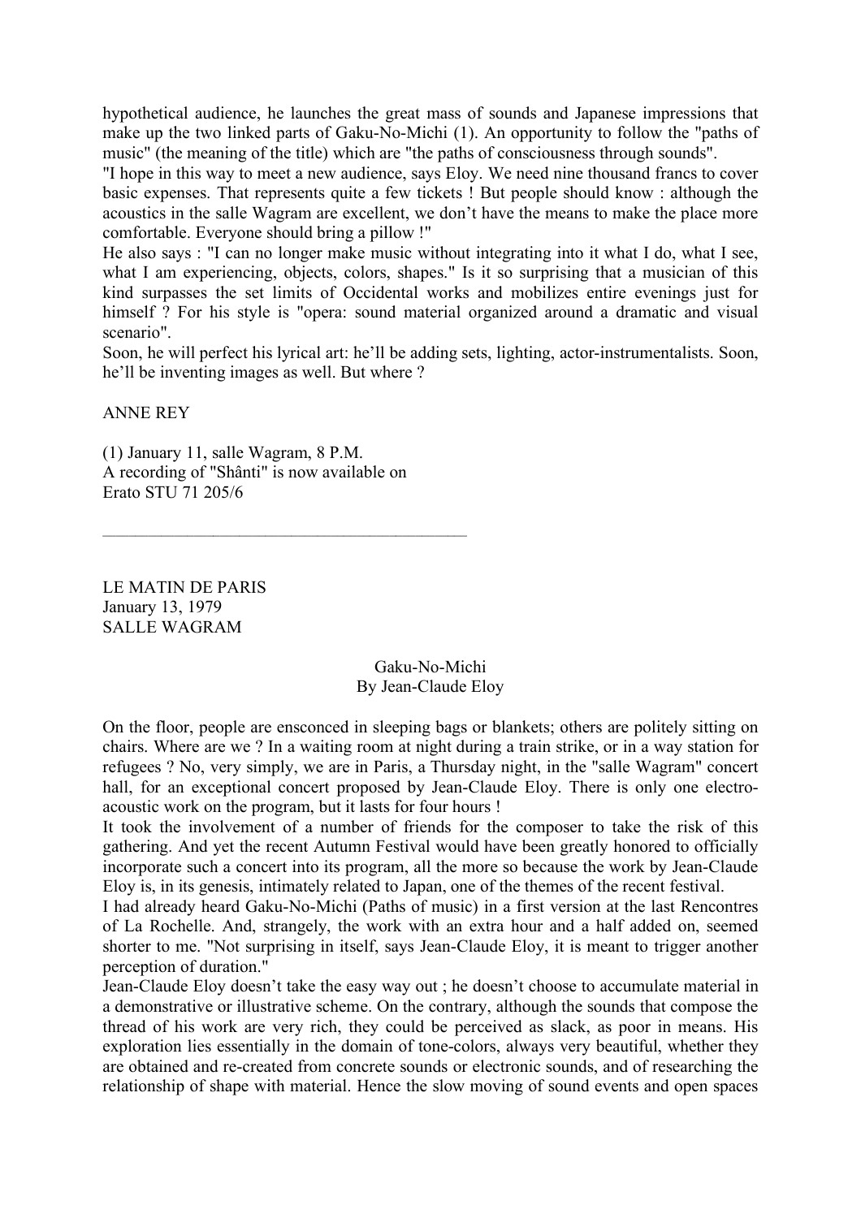hypothetical audience, he launches the great mass of sounds and Japanese impressions that make up the two linked parts of Gaku-No-Michi (1). An opportunity to follow the "paths of music" (the meaning of the title) which are "the paths of consciousness through sounds".

"I hope in this way to meet a new audience, says Eloy. We need nine thousand francs to cover basic expenses. That represents quite a few tickets ! But people should know : although the acoustics in the salle Wagram are excellent, we don't have the means to make the place more comfortable. Everyone should bring a pillow !"

He also says : "I can no longer make music without integrating into it what I do, what I see, what I am experiencing, objects, colors, shapes." Is it so surprising that a musician of this kind surpasses the set limits of Occidental works and mobilizes entire evenings just for himself ? For his style is "opera: sound material organized around a dramatic and visual scenario".

Soon, he will perfect his lyrical art: he'll be adding sets, lighting, actor-instrumentalists. Soon, he'll be inventing images as well. But where ?

ANNE REY

(1) January 11, salle Wagram, 8 P.M.
A recording of "Shânti" is now available on
Erato STU 71 205/6

---

LE MATIN DE PARIS
January 13, 1979
SALLE WAGRAM

Gaku-No-Michi
By Jean-Claude Eloy

On the floor, people are ensconced in sleeping bags or blankets; others are politely sitting on chairs. Where are we ? In a waiting room at night during a train strike, or in a way station for refugees ? No, very simply, we are in Paris, a Thursday night, in the "salle Wagram" concert hall, for an exceptional concert proposed by Jean-Claude Eloy. There is only one electro-acoustic work on the program, but it lasts for four hours !

It took the involvement of a number of friends for the composer to take the risk of this gathering. And yet the recent Autumn Festival would have been greatly honored to officially incorporate such a concert into its program, all the more so because the work by Jean-Claude Eloy is, in its genesis, intimately related to Japan, one of the themes of the recent festival.

I had already heard Gaku-No-Michi (Paths of music) in a first version at the last Rencontres of La Rochelle. And, strangely, the work with an extra hour and a half added on, seemed shorter to me. "Not surprising in itself, says Jean-Claude Eloy, it is meant to trigger another perception of duration."

Jean-Claude Eloy doesn't take the easy way out ; he doesn't choose to accumulate material in a demonstrative or illustrative scheme. On the contrary, although the sounds that compose the thread of his work are very rich, they could be perceived as slack, as poor in means. His exploration lies essentially in the domain of tone-colors, always very beautiful, whether they are obtained and re-created from concrete sounds or electronic sounds, and of researching the relationship of shape with material. Hence the slow moving of sound events and open spaces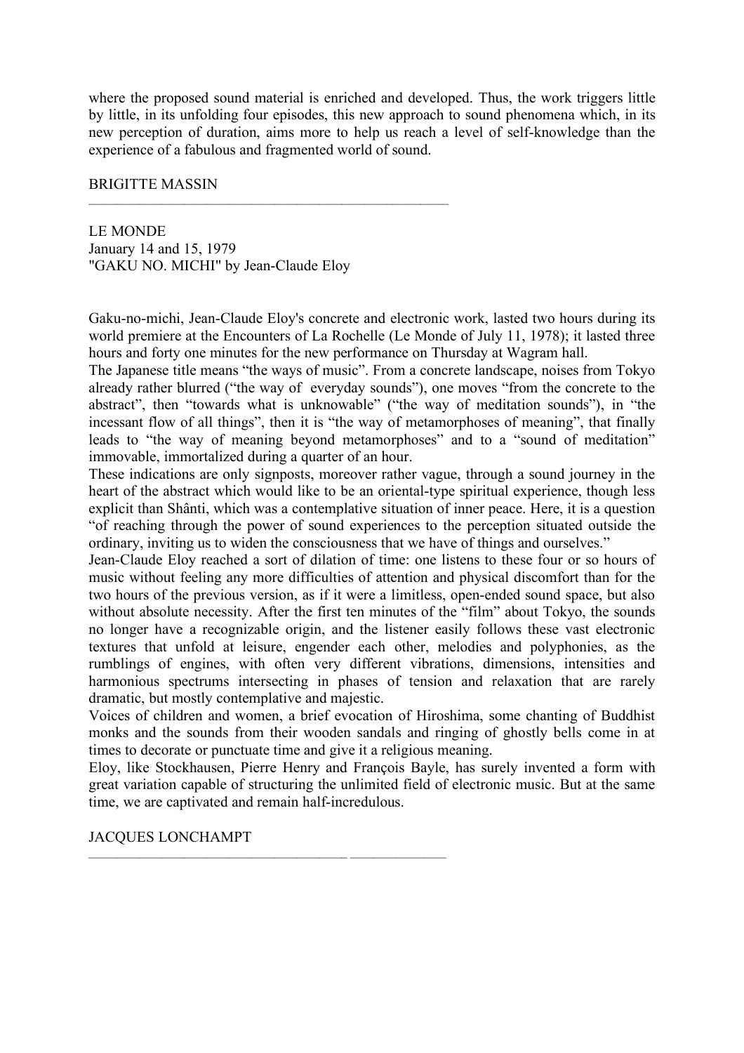where the proposed sound material is enriched and developed. Thus, the work triggers little by little, in its unfolding four episodes, this new approach to sound phenomena which, in its new perception of duration, aims more to help us reach a level of self-knowledge than the experience of a fabulous and fragmented world of sound.

BRIGITTE MASSIN

---

LE MONDE
January 14 and 15, 1979
"GAKU NO. MICHI" by Jean-Claude Eloy

Gaku-no-michi, Jean-Claude Eloy's concrete and electronic work, lasted two hours during its world premiere at the Encounters of La Rochelle (Le Monde of July 11, 1978); it lasted three hours and forty one minutes for the new performance on Thursday at Wagram hall.
The Japanese title means “the ways of music”. From a concrete landscape, noises from Tokyo already rather blurred (“the way of everyday sounds”), one moves “from the concrete to the abstract”, then “towards what is unknowable” (“the way of meditation sounds”), in “the incessant flow of all things”, then it is “the way of metamorphoses of meaning”, that finally leads to “the way of meaning beyond metamorphoses” and to a “sound of meditation” immovable, immortalized during a quarter of an hour.
These indications are only signposts, moreover rather vague, through a sound journey in the heart of the abstract which would like to be an oriental-type spiritual experience, though less explicit than Shânti, which was a contemplative situation of inner peace. Here, it is a question “of reaching through the power of sound experiences to the perception situated outside the ordinary, inviting us to widen the consciousness that we have of things and ourselves.”
Jean-Claude Eloy reached a sort of dilation of time: one listens to these four or so hours of music without feeling any more difficulties of attention and physical discomfort than for the two hours of the previous version, as if it were a limitless, open-ended sound space, but also without absolute necessity. After the first ten minutes of the “film” about Tokyo, the sounds no longer have a recognizable origin, and the listener easily follows these vast electronic textures that unfold at leisure, engender each other, melodies and polyphonies, as the rumblings of engines, with often very different vibrations, dimensions, intensities and harmonious spectrums intersecting in phases of tension and relaxation that are rarely dramatic, but mostly contemplative and majestic.
Voices of children and women, a brief evocation of Hiroshima, some chanting of Buddhist monks and the sounds from their wooden sandals and ringing of ghostly bells come in at times to decorate or punctuate time and give it a religious meaning.
Eloy, like Stockhausen, Pierre Henry and François Bayle, has surely invented a form with great variation capable of structuring the unlimited field of electronic music. But at the same time, we are captivated and remain half-incredulous.

JACQUES LONCHAMPT

---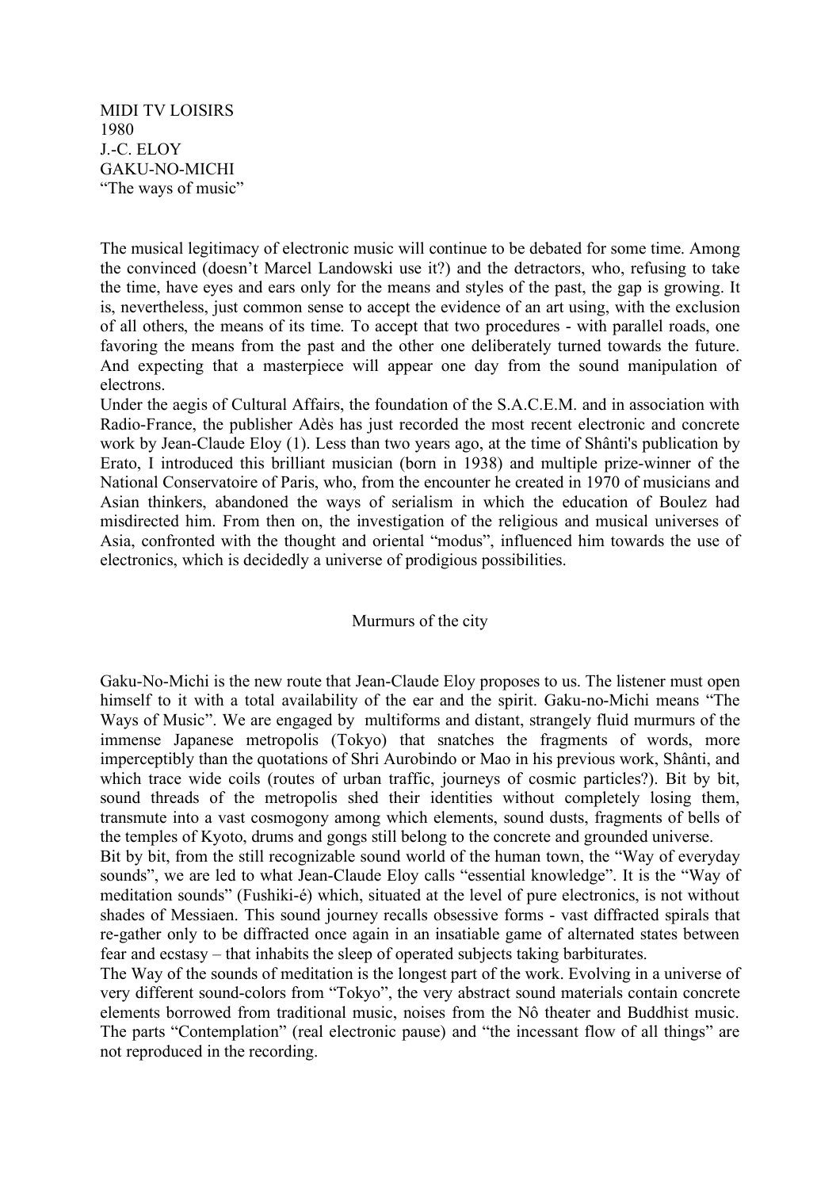MIDI TV LOISIRS
1980
J.-C. ELOY
GAKU-NO-MICHI
"The ways of music"

The musical legitimacy of electronic music will continue to be debated for some time. Among the convinced (doesn't Marcel Landowski use it?) and the detractors, who, refusing to take the time, have eyes and ears only for the means and styles of the past, the gap is growing. It is, nevertheless, just common sense to accept the evidence of an art using, with the exclusion of all others, the means of its time. To accept that two procedures - with parallel roads, one favoring the means from the past and the other one deliberately turned towards the future. And expecting that a masterpiece will appear one day from the sound manipulation of electrons.

Under the aegis of Cultural Affairs, the foundation of the S.A.C.E.M. and in association with Radio-France, the publisher Adès has just recorded the most recent electronic and concrete work by Jean-Claude Eloy (1). Less than two years ago, at the time of Shânti's publication by Erato, I introduced this brilliant musician (born in 1938) and multiple prize-winner of the National Conservatoire of Paris, who, from the encounter he created in 1970 of musicians and Asian thinkers, abandoned the ways of serialism in which the education of Boulez had misdirected him. From then on, the investigation of the religious and musical universes of Asia, confronted with the thought and oriental "modus", influenced him towards the use of electronics, which is decidedly a universe of prodigious possibilities.

## Murmurs of the city

Gaku-No-Michi is the new route that Jean-Claude Eloy proposes to us. The listener must open himself to it with a total availability of the ear and the spirit. Gaku-no-Michi means "The Ways of Music". We are engaged by multiforms and distant, strangely fluid murmurs of the immense Japanese metropolis (Tokyo) that snatches the fragments of words, more imperceptibly than the quotations of Shri Aurobindo or Mao in his previous work, Shânti, and which trace wide coils (routes of urban traffic, journeys of cosmic particles?). Bit by bit, sound threads of the metropolis shed their identities without completely losing them, transmute into a vast cosmogony among which elements, sound dusts, fragments of bells of the temples of Kyoto, drums and gongs still belong to the concrete and grounded universe.

Bit by bit, from the still recognizable sound world of the human town, the "Way of everyday sounds", we are led to what Jean-Claude Eloy calls "essential knowledge". It is the "Way of meditation sounds" (Fushiki-é) which, situated at the level of pure electronics, is not without shades of Messiaen. This sound journey recalls obsessive forms - vast diffracted spirals that re-gather only to be diffracted once again in an insatiable game of alternated states between fear and ecstasy – that inhabits the sleep of operated subjects taking barbiturates.

The Way of the sounds of meditation is the longest part of the work. Evolving in a universe of very different sound-colors from "Tokyo", the very abstract sound materials contain concrete elements borrowed from traditional music, noises from the Nô theater and Buddhist music. The parts "Contemplation" (real electronic pause) and "the incessant flow of all things" are not reproduced in the recording.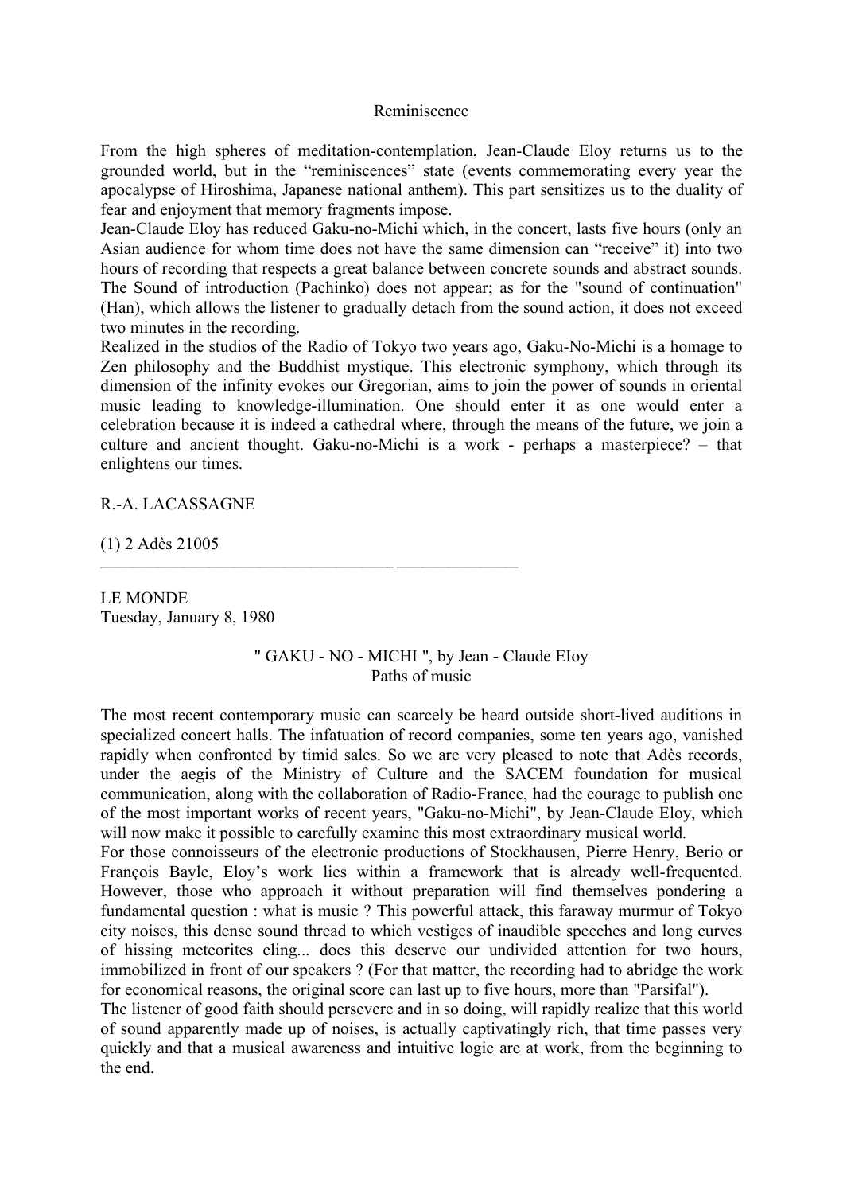Reminiscence

From the high spheres of meditation-contemplation, Jean-Claude Eloy returns us to the grounded world, but in the "reminiscences" state (events commemorating every year the apocalypse of Hiroshima, Japanese national anthem). This part sensitizes us to the duality of fear and enjoyment that memory fragments impose.

Jean-Claude Eloy has reduced Gaku-no-Michi which, in the concert, lasts five hours (only an Asian audience for whom time does not have the same dimension can "receive" it) into two hours of recording that respects a great balance between concrete sounds and abstract sounds. The Sound of introduction (Pachinko) does not appear; as for the "sound of continuation" (Han), which allows the listener to gradually detach from the sound action, it does not exceed two minutes in the recording.

Realized in the studios of the Radio of Tokyo two years ago, Gaku-No-Michi is a homage to Zen philosophy and the Buddhist mystique. This electronic symphony, which through its dimension of the infinity evokes our Gregorian, aims to join the power of sounds in oriental music leading to knowledge-illumination. One should enter it as one would enter a celebration because it is indeed a cathedral where, through the means of the future, we join a culture and ancient thought. Gaku-no-Michi is a work - perhaps a masterpiece? – that enlightens our times.

R.-A. LACASSAGNE

(1) 2 Adès 21005

---

LE MONDE
Tuesday, January 8, 1980

" GAKU - NO - MICHI ", by Jean - Claude EIoy
Paths of music

The most recent contemporary music can scarcely be heard outside short-lived auditions in specialized concert halls. The infatuation of record companies, some ten years ago, vanished rapidly when confronted by timid sales. So we are very pleased to note that Adès records, under the aegis of the Ministry of Culture and the SACEM foundation for musical communication, along with the collaboration of Radio-France, had the courage to publish one of the most important works of recent years, "Gaku-no-Michi", by Jean-Claude Eloy, which will now make it possible to carefully examine this most extraordinary musical world.

For those connoisseurs of the electronic productions of Stockhausen, Pierre Henry, Berio or François Bayle, Eloy's work lies within a framework that is already well-frequented. However, those who approach it without preparation will find themselves pondering a fundamental question : what is music ? This powerful attack, this faraway murmur of Tokyo city noises, this dense sound thread to which vestiges of inaudible speeches and long curves of hissing meteorites cling... does this deserve our undivided attention for two hours, immobilized in front of our speakers ? (For that matter, the recording had to abridge the work for economical reasons, the original score can last up to five hours, more than "Parsifal").

The listener of good faith should persevere and in so doing, will rapidly realize that this world of sound apparently made up of noises, is actually captivatingly rich, that time passes very quickly and that a musical awareness and intuitive logic are at work, from the beginning to the end.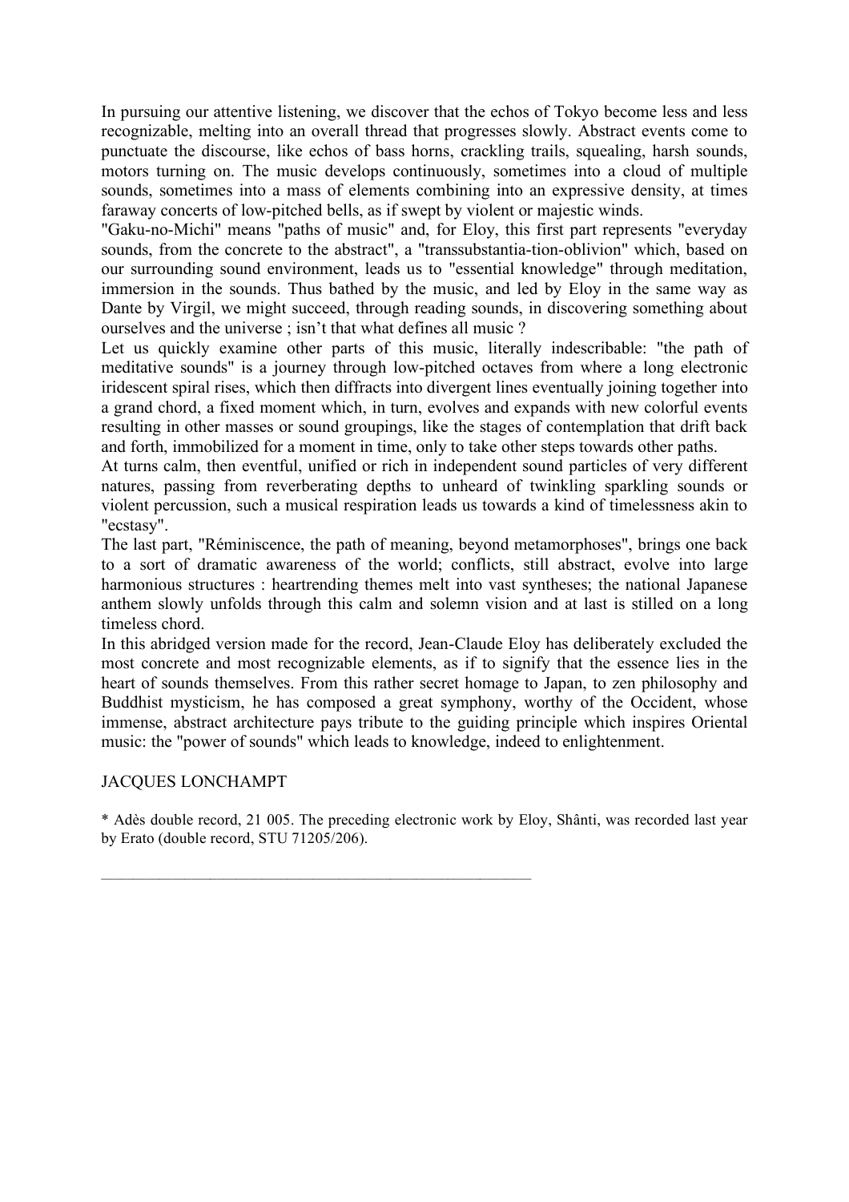In pursuing our attentive listening, we discover that the echos of Tokyo become less and less recognizable, melting into an overall thread that progresses slowly. Abstract events come to punctuate the discourse, like echos of bass horns, crackling trails, squealing, harsh sounds, motors turning on. The music develops continuously, sometimes into a cloud of multiple sounds, sometimes into a mass of elements combining into an expressive density, at times faraway concerts of low-pitched bells, as if swept by violent or majestic winds.

"Gaku-no-Michi" means "paths of music" and, for Eloy, this first part represents "everyday sounds, from the concrete to the abstract", a "transsubstantia-tion-oblivion" which, based on our surrounding sound environment, leads us to "essential knowledge" through meditation, immersion in the sounds. Thus bathed by the music, and led by Eloy in the same way as Dante by Virgil, we might succeed, through reading sounds, in discovering something about ourselves and the universe ; isn't that what defines all music ?

Let us quickly examine other parts of this music, literally indescribable: "the path of meditative sounds" is a journey through low-pitched octaves from where a long electronic iridescent spiral rises, which then diffracts into divergent lines eventually joining together into a grand chord, a fixed moment which, in turn, evolves and expands with new colorful events resulting in other masses or sound groupings, like the stages of contemplation that drift back and forth, immobilized for a moment in time, only to take other steps towards other paths.

At turns calm, then eventful, unified or rich in independent sound particles of very different natures, passing from reverberating depths to unheard of twinkling sparkling sounds or violent percussion, such a musical respiration leads us towards a kind of timelessness akin to "ecstasy".

The last part, "Réminiscence, the path of meaning, beyond metamorphoses", brings one back to a sort of dramatic awareness of the world; conflicts, still abstract, evolve into large harmonious structures : heartrending themes melt into vast syntheses; the national Japanese anthem slowly unfolds through this calm and solemn vision and at last is stilled on a long timeless chord.

In this abridged version made for the record, Jean-Claude Eloy has deliberately excluded the most concrete and most recognizable elements, as if to signify that the essence lies in the heart of sounds themselves. From this rather secret homage to Japan, to zen philosophy and Buddhist mysticism, he has composed a great symphony, worthy of the Occident, whose immense, abstract architecture pays tribute to the guiding principle which inspires Oriental music: the "power of sounds" which leads to knowledge, indeed to enlightenment.

JACQUES LONCHAMPT

* Adès double record, 21 005. The preceding electronic work by Eloy, Shânti, was recorded last year by Erato (double record, STU 71205/206).

---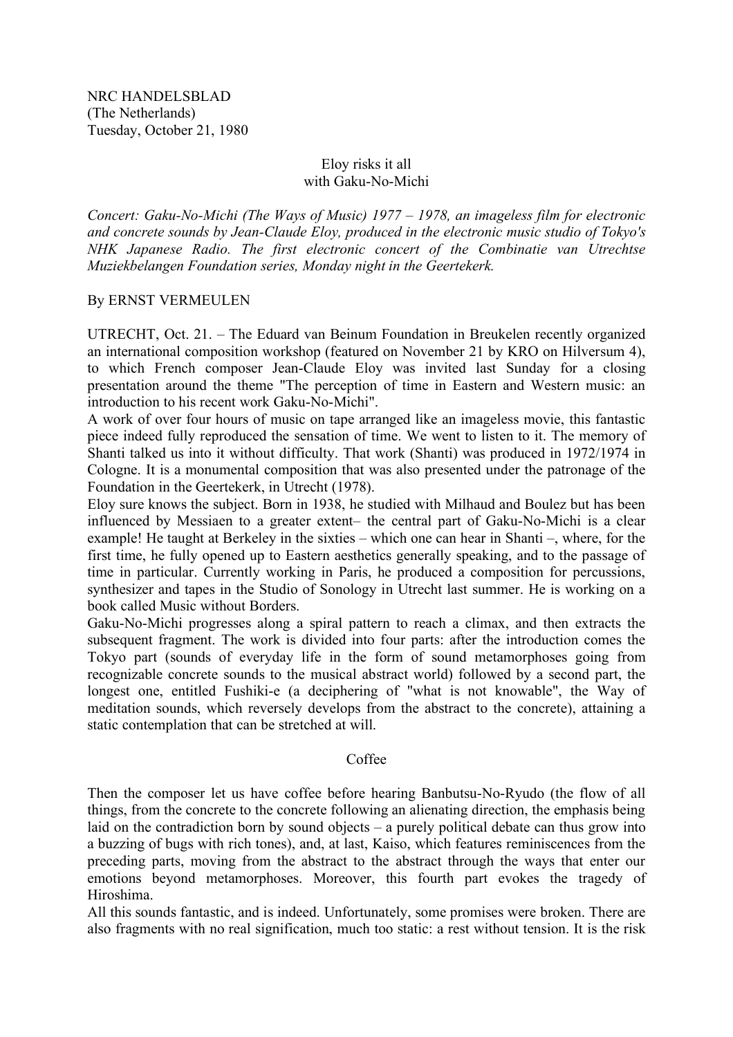NRC HANDELSBLAD
(The Netherlands)
Tuesday, October 21, 1980

## Eloy risks it all with Gaku-No-Michi

*Concert: Gaku-No-Michi (The Ways of Music) 1977 – 1978, an imageless film for electronic and concrete sounds by Jean-Claude Eloy, produced in the electronic music studio of Tokyo's NHK Japanese Radio. The first electronic concert of the Combinatie van Utrechtse Muziekbelangen Foundation series, Monday night in the Geertekerk.*

By ERNST VERMEULEN

UTRECHT, Oct. 21. – The Eduard van Beinum Foundation in Breukelen recently organized an international composition workshop (featured on November 21 by KRO on Hilversum 4), to which French composer Jean-Claude Eloy was invited last Sunday for a closing presentation around the theme "The perception of time in Eastern and Western music: an introduction to his recent work Gaku-No-Michi".

A work of over four hours of music on tape arranged like an imageless movie, this fantastic piece indeed fully reproduced the sensation of time. We went to listen to it. The memory of Shanti talked us into it without difficulty. That work (Shanti) was produced in 1972/1974 in Cologne. It is a monumental composition that was also presented under the patronage of the Foundation in the Geertekerk, in Utrecht (1978).

Eloy sure knows the subject. Born in 1938, he studied with Milhaud and Boulez but has been influenced by Messiaen to a greater extent– the central part of Gaku-No-Michi is a clear example! He taught at Berkeley in the sixties – which one can hear in Shanti –, where, for the first time, he fully opened up to Eastern aesthetics generally speaking, and to the passage of time in particular. Currently working in Paris, he produced a composition for percussions, synthesizer and tapes in the Studio of Sonology in Utrecht last summer. He is working on a book called Music without Borders.

Gaku-No-Michi progresses along a spiral pattern to reach a climax, and then extracts the subsequent fragment. The work is divided into four parts: after the introduction comes the Tokyo part (sounds of everyday life in the form of sound metamorphoses going from recognizable concrete sounds to the musical abstract world) followed by a second part, the longest one, entitled Fushiki-e (a deciphering of "what is not knowable", the Way of meditation sounds, which reversely develops from the abstract to the concrete), attaining a static contemplation that can be stretched at will.

### Coffee

Then the composer let us have coffee before hearing Banbutsu-No-Ryudo (the flow of all things, from the concrete to the concrete following an alienating direction, the emphasis being laid on the contradiction born by sound objects – a purely political debate can thus grow into a buzzing of bugs with rich tones), and, at last, Kaiso, which features reminiscences from the preceding parts, moving from the abstract to the abstract through the ways that enter our emotions beyond metamorphoses. Moreover, this fourth part evokes the tragedy of Hiroshima.

All this sounds fantastic, and is indeed. Unfortunately, some promises were broken. There are also fragments with no real signification, much too static: a rest without tension. It is the risk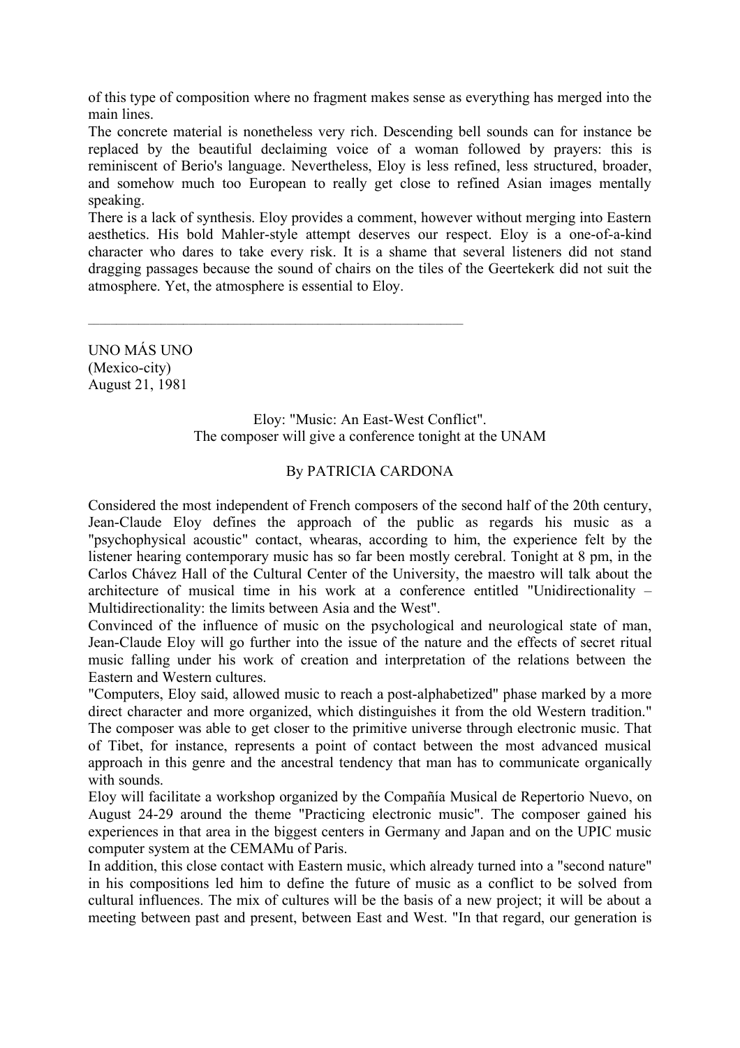of this type of composition where no fragment makes sense as everything has merged into the main lines.

The concrete material is nonetheless very rich. Descending bell sounds can for instance be replaced by the beautiful declaiming voice of a woman followed by prayers: this is reminiscent of Berio's language. Nevertheless, Eloy is less refined, less structured, broader, and somehow much too European to really get close to refined Asian images mentally speaking.

There is a lack of synthesis. Eloy provides a comment, however without merging into Eastern aesthetics. His bold Mahler-style attempt deserves our respect. Eloy is a one-of-a-kind character who dares to take every risk. It is a shame that several listeners did not stand dragging passages because the sound of chairs on the tiles of the Geertekerk did not suit the atmosphere. Yet, the atmosphere is essential to Eloy.

---

UNO MÁS UNO
(Mexico-city)
August 21, 1981

Eloy: "Music: An East-West Conflict".
The composer will give a conference tonight at the UNAM

By PATRICIA CARDONA

Considered the most independent of French composers of the second half of the 20th century, Jean-Claude Eloy defines the approach of the public as regards his music as a "psychophysical acoustic" contact, whearas, according to him, the experience felt by the listener hearing contemporary music has so far been mostly cerebral. Tonight at 8 pm, in the Carlos Chávez Hall of the Cultural Center of the University, the maestro will talk about the architecture of musical time in his work at a conference entitled "Unidirectionality – Multidirectionality: the limits between Asia and the West".

Convinced of the influence of music on the psychological and neurological state of man, Jean-Claude Eloy will go further into the issue of the nature and the effects of secret ritual music falling under his work of creation and interpretation of the relations between the Eastern and Western cultures.

"Computers, Eloy said, allowed music to reach a post-alphabetized" phase marked by a more direct character and more organized, which distinguishes it from the old Western tradition." The composer was able to get closer to the primitive universe through electronic music. That of Tibet, for instance, represents a point of contact between the most advanced musical approach in this genre and the ancestral tendency that man has to communicate organically with sounds.

Eloy will facilitate a workshop organized by the Compañía Musical de Repertorio Nuevo, on August 24-29 around the theme "Practicing electronic music". The composer gained his experiences in that area in the biggest centers in Germany and Japan and on the UPIC music computer system at the CEMAMu of Paris.

In addition, this close contact with Eastern music, which already turned into a "second nature" in his compositions led him to define the future of music as a conflict to be solved from cultural influences. The mix of cultures will be the basis of a new project; it will be about a meeting between past and present, between East and West. "In that regard, our generation is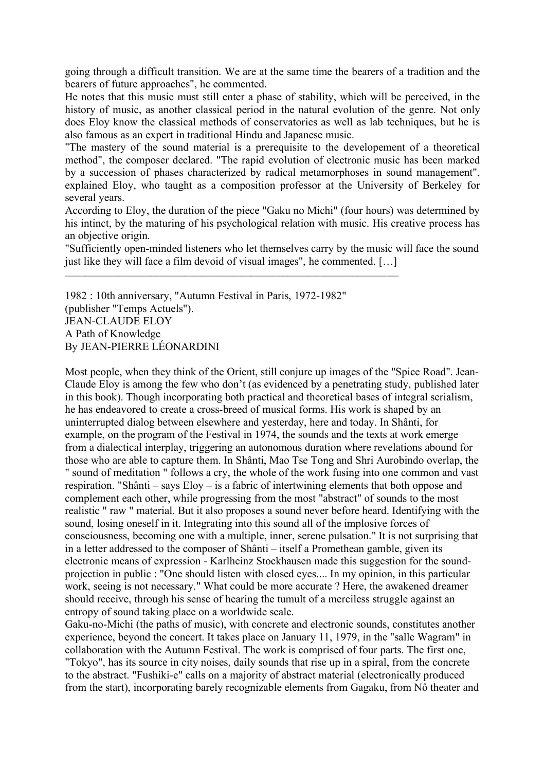going through a difficult transition. We are at the same time the bearers of a tradition and the bearers of future approaches", he commented.

He notes that this music must still enter a phase of stability, which will be perceived, in the history of music, as another classical period in the natural evolution of the genre. Not only does Eloy know the classical methods of conservatories as well as lab techniques, but he is also famous as an expert in traditional Hindu and Japanese music.

"The mastery of the sound material is a prerequisite to the developement of a theoretical method", the composer declared. "The rapid evolution of electronic music has been marked by a succession of phases characterized by radical metamorphoses in sound management", explained Eloy, who taught as a composition professor at the University of Berkeley for several years.

According to Eloy, the duration of the piece "Gaku no Michi" (four hours) was determined by his intinct, by the maturing of his psychological relation with music. His creative process has an objective origin.

"Sufficiently open-minded listeners who let themselves carry by the music will face the sound just like they will face a film devoid of visual images", he commented. […]

---

1982 : 10th anniversary, "Autumn Festival in Paris, 1972-1982"
(publisher "Temps Actuels").
JEAN-CLAUDE ELOY
A Path of Knowledge
By JEAN-PIERRE LÉONARDINI

Most people, when they think of the Orient, still conjure up images of the "Spice Road". Jean-Claude Eloy is among the few who don't (as evidenced by a penetrating study, published later in this book). Though incorporating both practical and theoretical bases of integral serialism, he has endeavored to create a cross-breed of musical forms. His work is shaped by an uninterrupted dialog between elsewhere and yesterday, here and today. In Shânti, for example, on the program of the Festival in 1974, the sounds and the texts at work emerge from a dialectical interplay, triggering an autonomous duration where revelations abound for those who are able to capture them. In Shânti, Mao Tse Tong and Shri Aurobindo overlap, the " sound of meditation " follows a cry, the whole of the work fusing into one common and vast respiration. "Shânti – says Eloy – is a fabric of intertwining elements that both oppose and complement each other, while progressing from the most "abstract" of sounds to the most realistic " raw " material. But it also proposes a sound never before heard. Identifying with the sound, losing oneself in it. Integrating into this sound all of the implosive forces of consciousness, becoming one with a multiple, inner, serene pulsation." It is not surprising that in a letter addressed to the composer of Shânti – itself a Promethean gamble, given its electronic means of expression - Karlheinz Stockhausen made this suggestion for the sound-projection in public : "One should listen with closed eyes.... In my opinion, in this particular work, seeing is not necessary." What could be more accurate ? Here, the awakened dreamer should receive, through his sense of hearing the tumult of a merciless struggle against an entropy of sound taking place on a worldwide scale.

Gaku-no-Michi (the paths of music), with concrete and electronic sounds, constitutes another experience, beyond the concert. It takes place on January 11, 1979, in the "salle Wagram" in collaboration with the Autumn Festival. The work is comprised of four parts. The first one, "Tokyo", has its source in city noises, daily sounds that rise up in a spiral, from the concrete to the abstract. "Fushiki-e" calls on a majority of abstract material (electronically produced from the start), incorporating barely recognizable elements from Gagaku, from Nô theater and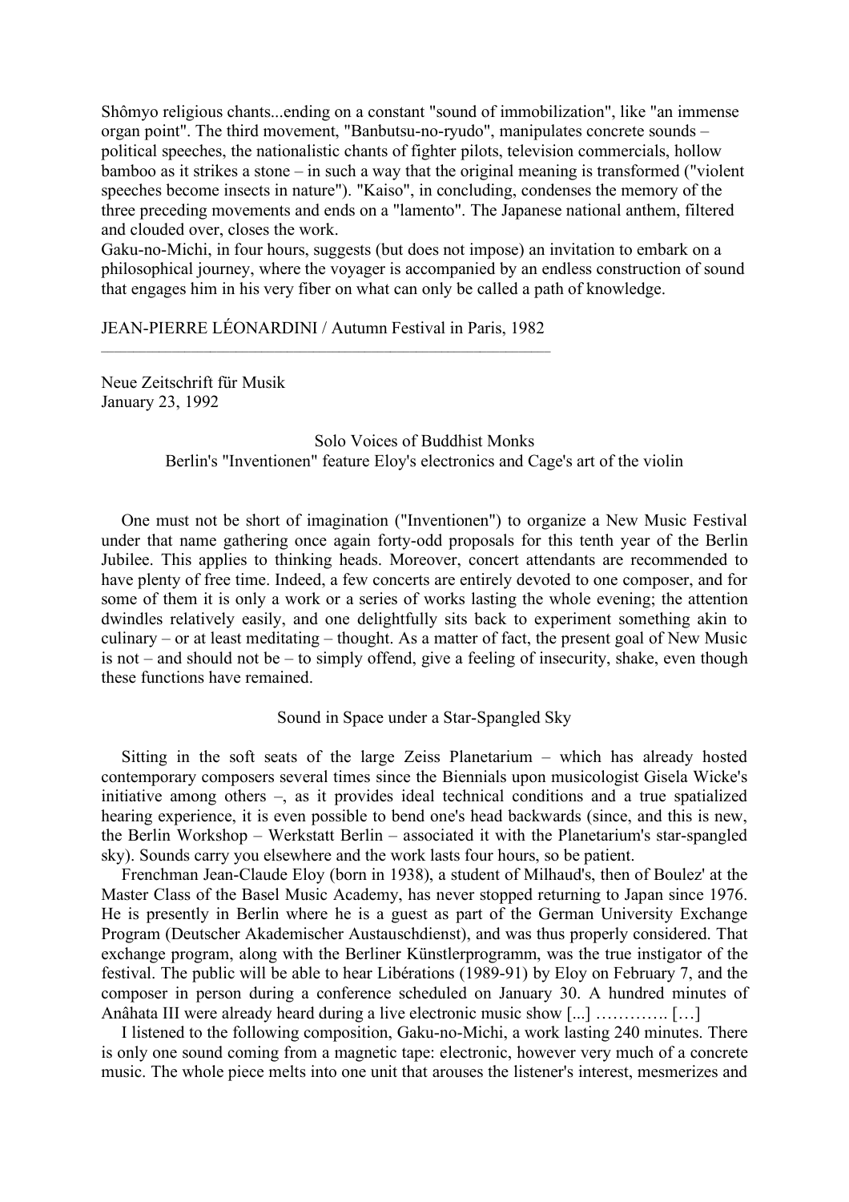Shômyo religious chants...ending on a constant "sound of immobilization", like "an immense organ point". The third movement, "Banbutsu-no-ryudo", manipulates concrete sounds – political speeches, the nationalistic chants of fighter pilots, television commercials, hollow bamboo as it strikes a stone – in such a way that the original meaning is transformed ("violent speeches become insects in nature"). "Kaiso", in concluding, condenses the memory of the three preceding movements and ends on a "lamento". The Japanese national anthem, filtered and clouded over, closes the work.

Gaku-no-Michi, in four hours, suggests (but does not impose) an invitation to embark on a philosophical journey, where the voyager is accompanied by an endless construction of sound that engages him in his very fiber on what can only be called a path of knowledge.

JEAN-PIERRE LÉONARDINI / Autumn Festival in Paris, 1982

---

Neue Zeitschrift für Musik
January 23, 1992

Solo Voices of Buddhist Monks
Berlin's "Inventionen" feature Eloy's electronics and Cage's art of the violin

One must not be short of imagination ("Inventionen") to organize a New Music Festival under that name gathering once again forty-odd proposals for this tenth year of the Berlin Jubilee. This applies to thinking heads. Moreover, concert attendants are recommended to have plenty of free time. Indeed, a few concerts are entirely devoted to one composer, and for some of them it is only a work or a series of works lasting the whole evening; the attention dwindles relatively easily, and one delightfully sits back to experiment something akin to culinary – or at least meditating – thought. As a matter of fact, the present goal of New Music is not – and should not be – to simply offend, give a feeling of insecurity, shake, even though these functions have remained.

Sound in Space under a Star-Spangled Sky

Sitting in the soft seats of the large Zeiss Planetarium – which has already hosted contemporary composers several times since the Biennials upon musicologist Gisela Wicke's initiative among others –, as it provides ideal technical conditions and a true spatialized hearing experience, it is even possible to bend one's head backwards (since, and this is new, the Berlin Workshop – Werkstatt Berlin – associated it with the Planetarium's star-spangled sky). Sounds carry you elsewhere and the work lasts four hours, so be patient.

Frenchman Jean-Claude Eloy (born in 1938), a student of Milhaud's, then of Boulez' at the Master Class of the Basel Music Academy, has never stopped returning to Japan since 1976. He is presently in Berlin where he is a guest as part of the German University Exchange Program (Deutscher Akademischer Austauschdienst), and was thus properly considered. That exchange program, along with the Berliner Künstlerprogramm, was the true instigator of the festival. The public will be able to hear Libérations (1989-91) by Eloy on February 7, and the composer in person during a conference scheduled on January 30. A hundred minutes of Anâhata III were already heard during a live electronic music show [...] …………. […]

I listened to the following composition, Gaku-no-Michi, a work lasting 240 minutes. There is only one sound coming from a magnetic tape: electronic, however very much of a concrete music. The whole piece melts into one unit that arouses the listener's interest, mesmerizes and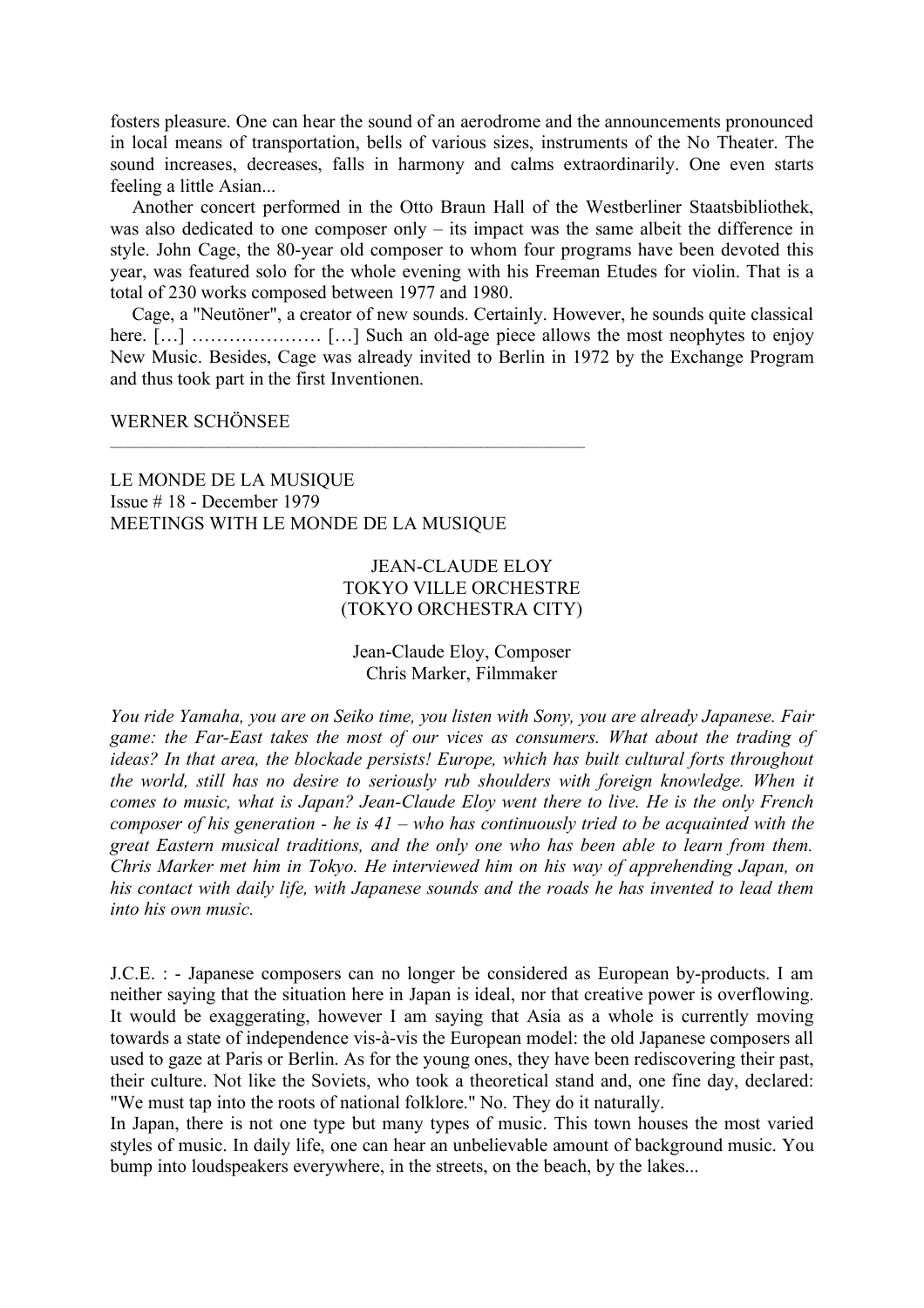fosters pleasure. One can hear the sound of an aerodrome and the announcements pronounced in local means of transportation, bells of various sizes, instruments of the No Theater. The sound increases, decreases, falls in harmony and calms extraordinarily. One even starts feeling a little Asian...

Another concert performed in the Otto Braun Hall of the Westberliner Staatsbibliothek, was also dedicated to one composer only – its impact was the same albeit the difference in style. John Cage, the 80-year old composer to whom four programs have been devoted this year, was featured solo for the whole evening with his Freeman Etudes for violin. That is a total of 230 works composed between 1977 and 1980.

Cage, a "Neutöner", a creator of new sounds. Certainly. However, he sounds quite classical here. […] ………………… […] Such an old-age piece allows the most neophytes to enjoy New Music. Besides, Cage was already invited to Berlin in 1972 by the Exchange Program and thus took part in the first Inventionen.

WERNER SCHÖNSEE

---

LE MONDE DE LA MUSIQUE
Issue # 18 - December 1979
MEETINGS WITH LE MONDE DE LA MUSIQUE

## JEAN-CLAUDE ELOY
## TOKYO VILLE ORCHESTRE
## (TOKYO ORCHESTRA CITY)

Jean-Claude Eloy, Composer
Chris Marker, Filmmaker

*You ride Yamaha, you are on Seiko time, you listen with Sony, you are already Japanese. Fair game: the Far-East takes the most of our vices as consumers. What about the trading of ideas? In that area, the blockade persists! Europe, which has built cultural forts throughout the world, still has no desire to seriously rub shoulders with foreign knowledge. When it comes to music, what is Japan? Jean-Claude Eloy went there to live. He is the only French composer of his generation - he is 41 – who has continuously tried to be acquainted with the great Eastern musical traditions, and the only one who has been able to learn from them. Chris Marker met him in Tokyo. He interviewed him on his way of apprehending Japan, on his contact with daily life, with Japanese sounds and the roads he has invented to lead them into his own music.*

J.C.E. : - Japanese composers can no longer be considered as European by-products. I am neither saying that the situation here in Japan is ideal, nor that creative power is overflowing. It would be exaggerating, however I am saying that Asia as a whole is currently moving towards a state of independence vis-à-vis the European model: the old Japanese composers all used to gaze at Paris or Berlin. As for the young ones, they have been rediscovering their past, their culture. Not like the Soviets, who took a theoretical stand and, one fine day, declared: "We must tap into the roots of national folklore." No. They do it naturally.

In Japan, there is not one type but many types of music. This town houses the most varied styles of music. In daily life, one can hear an unbelievable amount of background music. You bump into loudspeakers everywhere, in the streets, on the beach, by the lakes...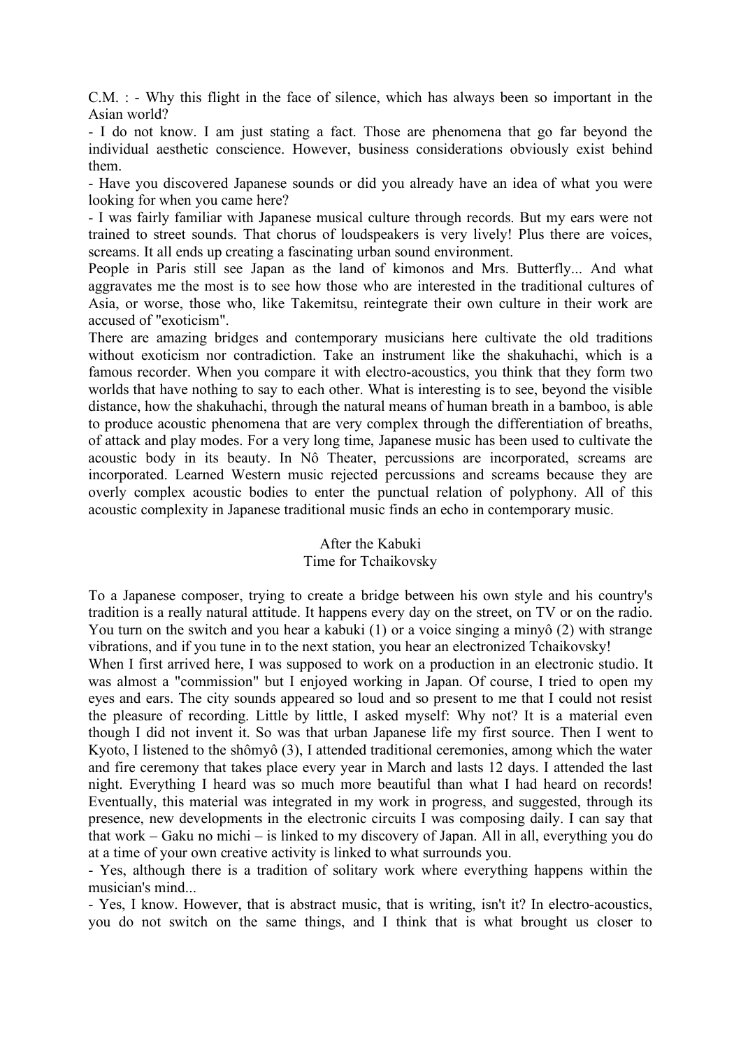C.M. : - Why this flight in the face of silence, which has always been so important in the Asian world?

- I do not know. I am just stating a fact. Those are phenomena that go far beyond the individual aesthetic conscience. However, business considerations obviously exist behind them.

- Have you discovered Japanese sounds or did you already have an idea of what you were looking for when you came here?

- I was fairly familiar with Japanese musical culture through records. But my ears were not trained to street sounds. That chorus of loudspeakers is very lively! Plus there are voices, screams. It all ends up creating a fascinating urban sound environment.

People in Paris still see Japan as the land of kimonos and Mrs. Butterfly... And what aggravates me the most is to see how those who are interested in the traditional cultures of Asia, or worse, those who, like Takemitsu, reintegrate their own culture in their work are accused of "exoticism".

There are amazing bridges and contemporary musicians here cultivate the old traditions without exoticism nor contradiction. Take an instrument like the shakuhachi, which is a famous recorder. When you compare it with electro-acoustics, you think that they form two worlds that have nothing to say to each other. What is interesting is to see, beyond the visible distance, how the shakuhachi, through the natural means of human breath in a bamboo, is able to produce acoustic phenomena that are very complex through the differentiation of breaths, of attack and play modes. For a very long time, Japanese music has been used to cultivate the acoustic body in its beauty. In Nô Theater, percussions are incorporated, screams are incorporated. Learned Western music rejected percussions and screams because they are overly complex acoustic bodies to enter the punctual relation of polyphony. All of this acoustic complexity in Japanese traditional music finds an echo in contemporary music.

## After the Kabuki
## Time for Tchaikovsky

To a Japanese composer, trying to create a bridge between his own style and his country's tradition is a really natural attitude. It happens every day on the street, on TV or on the radio. You turn on the switch and you hear a kabuki (1) or a voice singing a minyô (2) with strange vibrations, and if you tune in to the next station, you hear an electronized Tchaikovsky!

When I first arrived here, I was supposed to work on a production in an electronic studio. It was almost a "commission" but I enjoyed working in Japan. Of course, I tried to open my eyes and ears. The city sounds appeared so loud and so present to me that I could not resist the pleasure of recording. Little by little, I asked myself: Why not? It is a material even though I did not invent it. So was that urban Japanese life my first source. Then I went to Kyoto, I listened to the shômyô (3), I attended traditional ceremonies, among which the water and fire ceremony that takes place every year in March and lasts 12 days. I attended the last night. Everything I heard was so much more beautiful than what I had heard on records! Eventually, this material was integrated in my work in progress, and suggested, through its presence, new developments in the electronic circuits I was composing daily. I can say that that work – Gaku no michi – is linked to my discovery of Japan. All in all, everything you do at a time of your own creative activity is linked to what surrounds you.

- Yes, although there is a tradition of solitary work where everything happens within the musician's mind...

- Yes, I know. However, that is abstract music, that is writing, isn't it? In electro-acoustics, you do not switch on the same things, and I think that is what brought us closer to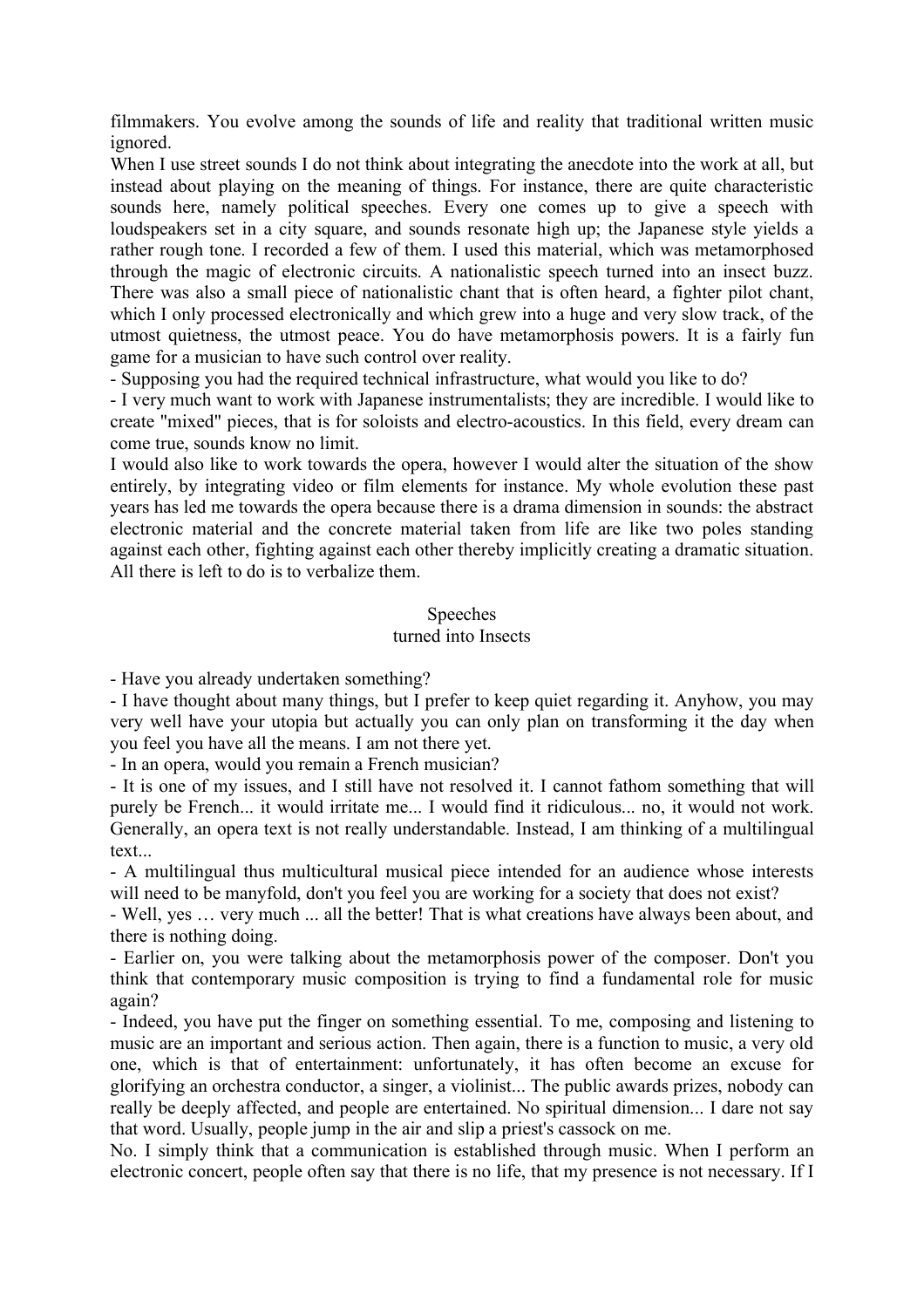filmmakers. You evolve among the sounds of life and reality that traditional written music ignored.

When I use street sounds I do not think about integrating the anecdote into the work at all, but instead about playing on the meaning of things. For instance, there are quite characteristic sounds here, namely political speeches. Every one comes up to give a speech with loudspeakers set in a city square, and sounds resonate high up; the Japanese style yields a rather rough tone. I recorded a few of them. I used this material, which was metamorphosed through the magic of electronic circuits. A nationalistic speech turned into an insect buzz. There was also a small piece of nationalistic chant that is often heard, a fighter pilot chant, which I only processed electronically and which grew into a huge and very slow track, of the utmost quietness, the utmost peace. You do have metamorphosis powers. It is a fairly fun game for a musician to have such control over reality.

- Supposing you had the required technical infrastructure, what would you like to do?

- I very much want to work with Japanese instrumentalists; they are incredible. I would like to create "mixed" pieces, that is for soloists and electro-acoustics. In this field, every dream can come true, sounds know no limit.

I would also like to work towards the opera, however I would alter the situation of the show entirely, by integrating video or film elements for instance. My whole evolution these past years has led me towards the opera because there is a drama dimension in sounds: the abstract electronic material and the concrete material taken from life are like two poles standing against each other, fighting against each other thereby implicitly creating a dramatic situation. All there is left to do is to verbalize them.

## Speeches turned into Insects

- Have you already undertaken something?

- I have thought about many things, but I prefer to keep quiet regarding it. Anyhow, you may very well have your utopia but actually you can only plan on transforming it the day when you feel you have all the means. I am not there yet.

- In an opera, would you remain a French musician?

- It is one of my issues, and I still have not resolved it. I cannot fathom something that will purely be French... it would irritate me... I would find it ridiculous... no, it would not work. Generally, an opera text is not really understandable. Instead, I am thinking of a multilingual text...

- A multilingual thus multicultural musical piece intended for an audience whose interests will need to be manyfold, don't you feel you are working for a society that does not exist?

- Well, yes … very much ... all the better! That is what creations have always been about, and there is nothing doing.

- Earlier on, you were talking about the metamorphosis power of the composer. Don't you think that contemporary music composition is trying to find a fundamental role for music again?

- Indeed, you have put the finger on something essential. To me, composing and listening to music are an important and serious action. Then again, there is a function to music, a very old one, which is that of entertainment: unfortunately, it has often become an excuse for glorifying an orchestra conductor, a singer, a violinist... The public awards prizes, nobody can really be deeply affected, and people are entertained. No spiritual dimension... I dare not say that word. Usually, people jump in the air and slip a priest's cassock on me.

No. I simply think that a communication is established through music. When I perform an electronic concert, people often say that there is no life, that my presence is not necessary. If I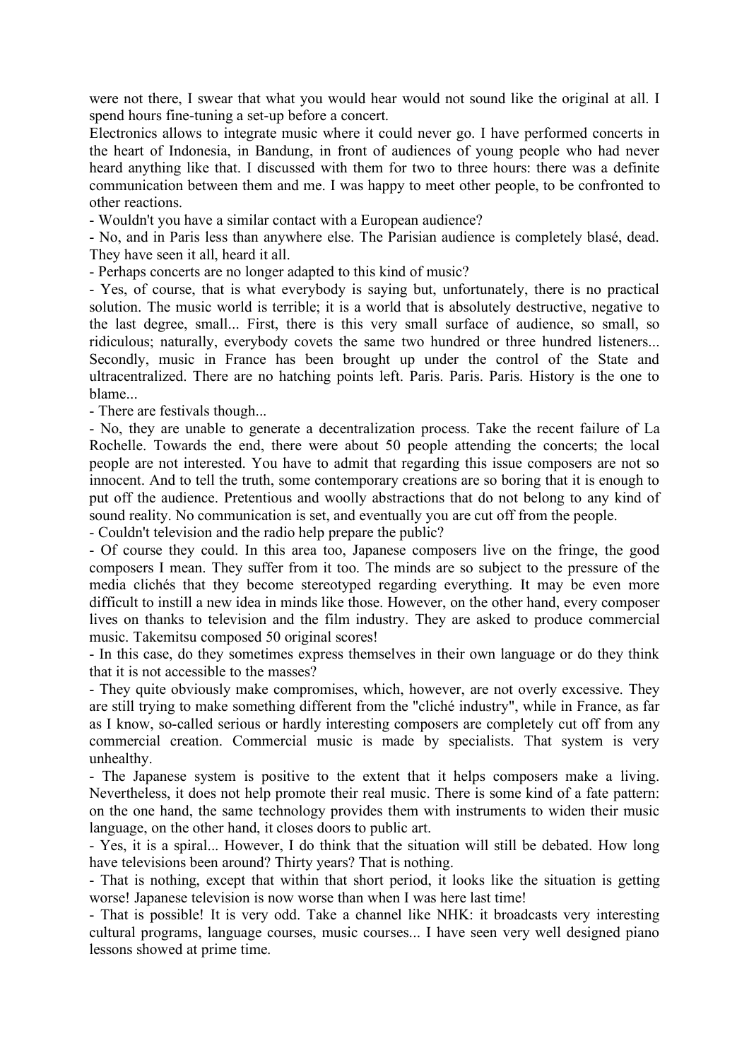were not there, I swear that what you would hear would not sound like the original at all. I spend hours fine-tuning a set-up before a concert.

Electronics allows to integrate music where it could never go. I have performed concerts in the heart of Indonesia, in Bandung, in front of audiences of young people who had never heard anything like that. I discussed with them for two to three hours: there was a definite communication between them and me. I was happy to meet other people, to be confronted to other reactions.

- Wouldn't you have a similar contact with a European audience?

- No, and in Paris less than anywhere else. The Parisian audience is completely blasé, dead. They have seen it all, heard it all.

- Perhaps concerts are no longer adapted to this kind of music?

- Yes, of course, that is what everybody is saying but, unfortunately, there is no practical solution. The music world is terrible; it is a world that is absolutely destructive, negative to the last degree, small... First, there is this very small surface of audience, so small, so ridiculous; naturally, everybody covets the same two hundred or three hundred listeners... Secondly, music in France has been brought up under the control of the State and ultracentralized. There are no hatching points left. Paris. Paris. Paris. History is the one to blame...

- There are festivals though...

- No, they are unable to generate a decentralization process. Take the recent failure of La Rochelle. Towards the end, there were about 50 people attending the concerts; the local people are not interested. You have to admit that regarding this issue composers are not so innocent. And to tell the truth, some contemporary creations are so boring that it is enough to put off the audience. Pretentious and woolly abstractions that do not belong to any kind of sound reality. No communication is set, and eventually you are cut off from the people.

- Couldn't television and the radio help prepare the public?

- Of course they could. In this area too, Japanese composers live on the fringe, the good composers I mean. They suffer from it too. The minds are so subject to the pressure of the media clichés that they become stereotyped regarding everything. It may be even more difficult to instill a new idea in minds like those. However, on the other hand, every composer lives on thanks to television and the film industry. They are asked to produce commercial music. Takemitsu composed 50 original scores!

- In this case, do they sometimes express themselves in their own language or do they think that it is not accessible to the masses?

- They quite obviously make compromises, which, however, are not overly excessive. They are still trying to make something different from the "cliché industry", while in France, as far as I know, so-called serious or hardly interesting composers are completely cut off from any commercial creation. Commercial music is made by specialists. That system is very unhealthy.

- The Japanese system is positive to the extent that it helps composers make a living. Nevertheless, it does not help promote their real music. There is some kind of a fate pattern: on the one hand, the same technology provides them with instruments to widen their music language, on the other hand, it closes doors to public art.

- Yes, it is a spiral... However, I do think that the situation will still be debated. How long have televisions been around? Thirty years? That is nothing.

- That is nothing, except that within that short period, it looks like the situation is getting worse! Japanese television is now worse than when I was here last time!

- That is possible! It is very odd. Take a channel like NHK: it broadcasts very interesting cultural programs, language courses, music courses... I have seen very well designed piano lessons showed at prime time.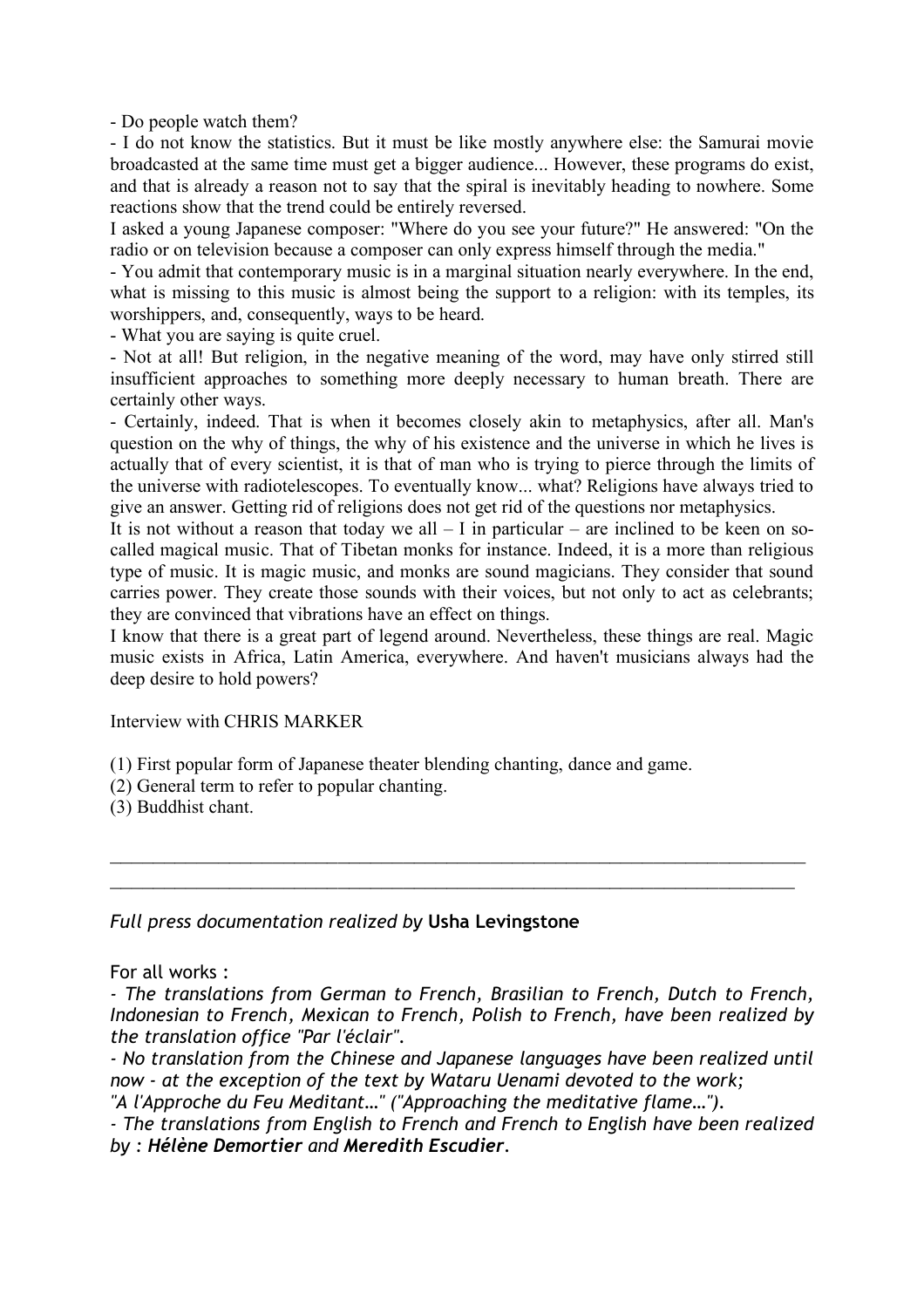- Do people watch them?

- I do not know the statistics. But it must be like mostly anywhere else: the Samurai movie broadcasted at the same time must get a bigger audience... However, these programs do exist, and that is already a reason not to say that the spiral is inevitably heading to nowhere. Some reactions show that the trend could be entirely reversed.

I asked a young Japanese composer: "Where do you see your future?" He answered: "On the radio or on television because a composer can only express himself through the media."

- You admit that contemporary music is in a marginal situation nearly everywhere. In the end, what is missing to this music is almost being the support to a religion: with its temples, its worshippers, and, consequently, ways to be heard.

- What you are saying is quite cruel.

- Not at all! But religion, in the negative meaning of the word, may have only stirred still insufficient approaches to something more deeply necessary to human breath. There are certainly other ways.

- Certainly, indeed. That is when it becomes closely akin to metaphysics, after all. Man's question on the why of things, the why of his existence and the universe in which he lives is actually that of every scientist, it is that of man who is trying to pierce through the limits of the universe with radiotelescopes. To eventually know... what? Religions have always tried to give an answer. Getting rid of religions does not get rid of the questions nor metaphysics.

It is not without a reason that today we all – I in particular – are inclined to be keen on so-called magical music. That of Tibetan monks for instance. Indeed, it is a more than religious type of music. It is magic music, and monks are sound magicians. They consider that sound carries power. They create those sounds with their voices, but not only to act as celebrants; they are convinced that vibrations have an effect on things.

I know that there is a great part of legend around. Nevertheless, these things are real. Magic music exists in Africa, Latin America, everywhere. And haven't musicians always had the deep desire to hold powers?

Interview with CHRIS MARKER

(1) First popular form of Japanese theater blending chanting, dance and game.
(2) General term to refer to popular chanting.
(3) Buddhist chant.

---

*Full press documentation realized by* **Usha Levingstone**

For all works :

*- The translations from German to French, Brasilian to French, Dutch to French, Indonesian to French, Mexican to French, Polish to French, have been realized by the translation office "Par l'éclair".*

*- No translation from the Chinese and Japanese languages have been realized until now - at the exception of the text by Wataru Uenami devoted to the work; "A l'Approche du Feu Meditant…" ("Approaching the meditative flame…").*

*- The translations from English to French and French to English have been realized by :* ***Hélène Demortier*** *and* ***Meredith Escudier****.*